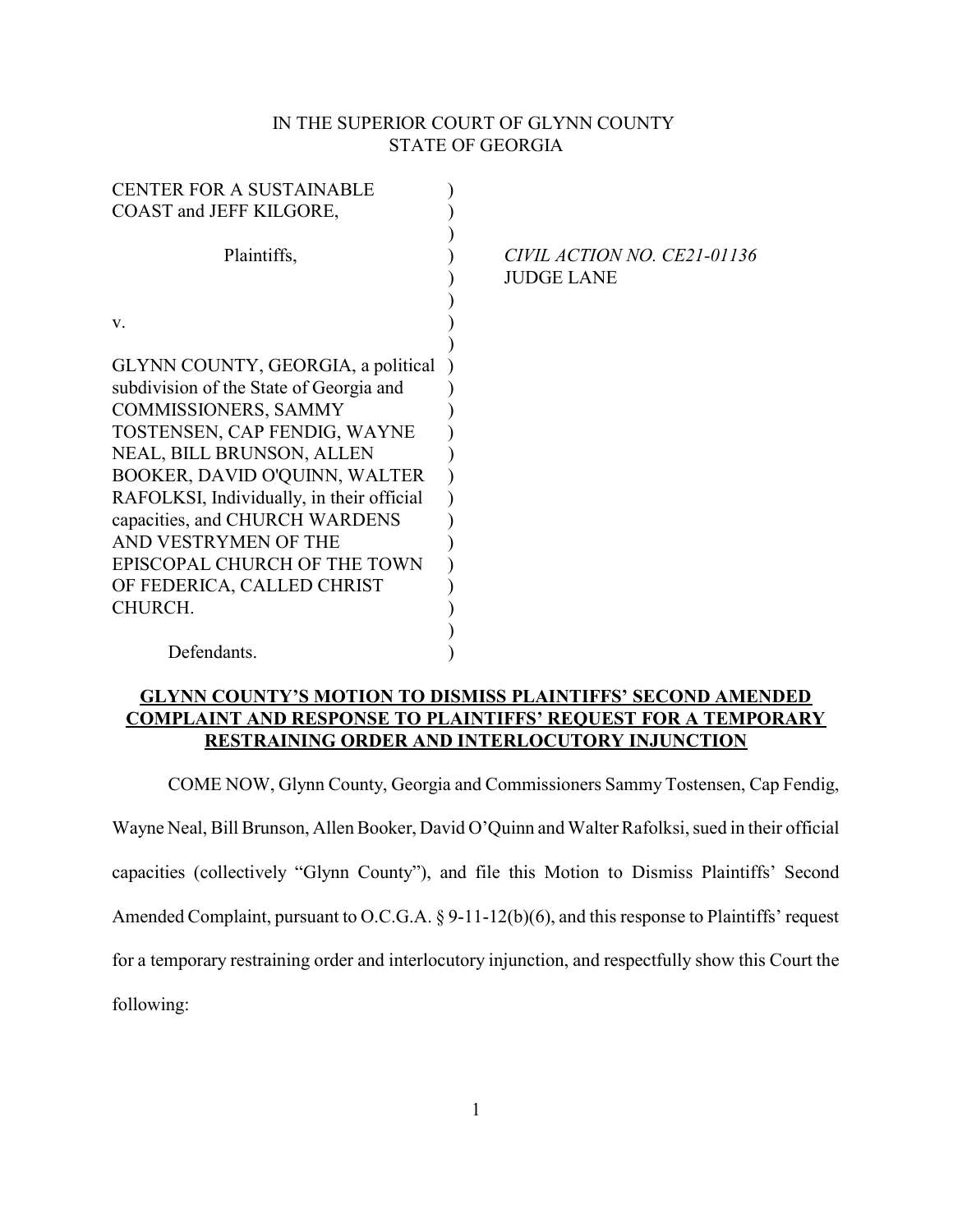IN THE SUPERIOR COURT OF GLYNN COUNTY
STATE OF GEORGIA

CENTER FOR A SUSTAINABLE COAST and JEFF KILGORE,

Plaintiffs,

v.

GLYNN COUNTY, GEORGIA, a political subdivision of the State of Georgia and COMMISSIONERS, SAMMY TOSTENSEN, CAP FENDIG, WAYNE NEAL, BILL BRUNSON, ALLEN BOOKER, DAVID O'QUINN, WALTER RAFOLKSI, Individually, in their official capacities, and CHURCH WARDENS AND VESTRYMEN OF THE EPISCOPAL CHURCH OF THE TOWN OF FEDERICA, CALLED CHRIST CHURCH.

Defendants.

*CIVIL ACTION NO. CE21-01136*
JUDGE LANE

**GLYNN COUNTY'S MOTION TO DISMISS PLAINTIFFS' SECOND AMENDED COMPLAINT AND RESPONSE TO PLAINTIFFS' REQUEST FOR A TEMPORARY RESTRAINING ORDER AND INTERLOCUTORY INJUNCTION**

COME NOW, Glynn County, Georgia and Commissioners Sammy Tostensen, Cap Fendig, Wayne Neal, Bill Brunson, Allen Booker, David O'Quinn and Walter Rafolksi, sued in their official capacities (collectively "Glynn County"), and file this Motion to Dismiss Plaintiffs' Second Amended Complaint, pursuant to O.C.G.A. § 9-11-12(b)(6), and this response to Plaintiffs' request for a temporary restraining order and interlocutory injunction, and respectfully show this Court the following: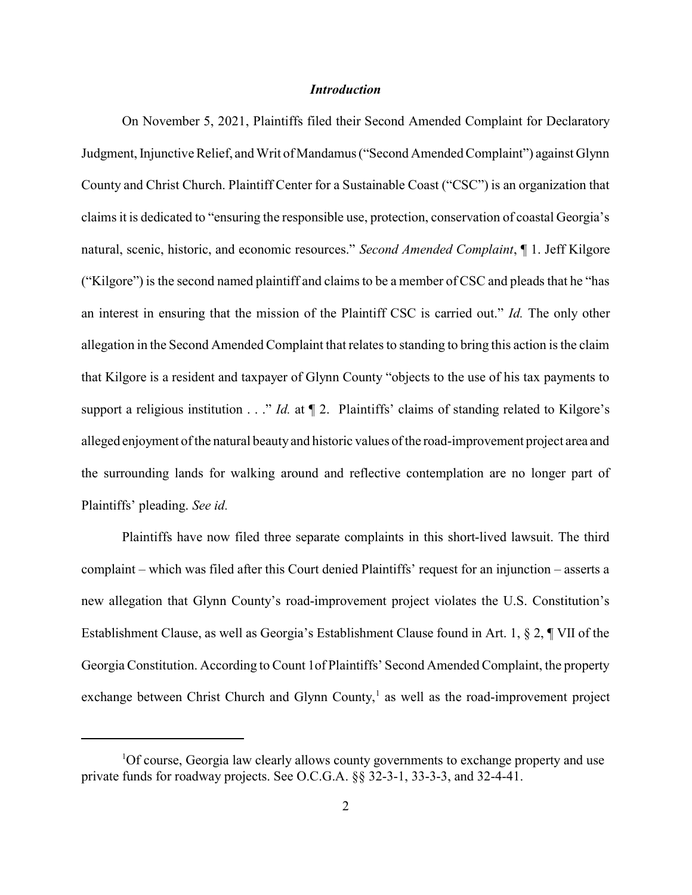### *Introduction*

On November 5, 2021, Plaintiffs filed their Second Amended Complaint for Declaratory Judgment, Injunctive Relief, and Writ of Mandamus ("Second Amended Complaint") against Glynn County and Christ Church. Plaintiff Center for a Sustainable Coast ("CSC") is an organization that claims it is dedicated to "ensuring the responsible use, protection, conservation of coastal Georgia's natural, scenic, historic, and economic resources." *Second Amended Complaint*, ¶ 1. Jeff Kilgore ("Kilgore") is the second named plaintiff and claims to be a member of CSC and pleads that he "has an interest in ensuring that the mission of the Plaintiff CSC is carried out." *Id.* The only other allegation in the Second Amended Complaint that relates to standing to bring this action is the claim that Kilgore is a resident and taxpayer of Glynn County "objects to the use of his tax payments to support a religious institution . . ." *Id.* at ¶ 2. Plaintiffs' claims of standing related to Kilgore's alleged enjoyment of the natural beauty and historic values of the road-improvement project area and the surrounding lands for walking around and reflective contemplation are no longer part of Plaintiffs' pleading. *See id.*

Plaintiffs have now filed three separate complaints in this short-lived lawsuit. The third complaint – which was filed after this Court denied Plaintiffs' request for an injunction – asserts a new allegation that Glynn County's road-improvement project violates the U.S. Constitution's Establishment Clause, as well as Georgia's Establishment Clause found in Art. 1, § 2, ¶ VII of the Georgia Constitution. According to Count 1of Plaintiffs' Second Amended Complaint, the property exchange between Christ Church and Glynn County,[1] as well as the road-improvement project

[1] Of course, Georgia law clearly allows county governments to exchange property and use private funds for roadway projects. See O.C.G.A. §§ 32-3-1, 33-3-3, and 32-4-41.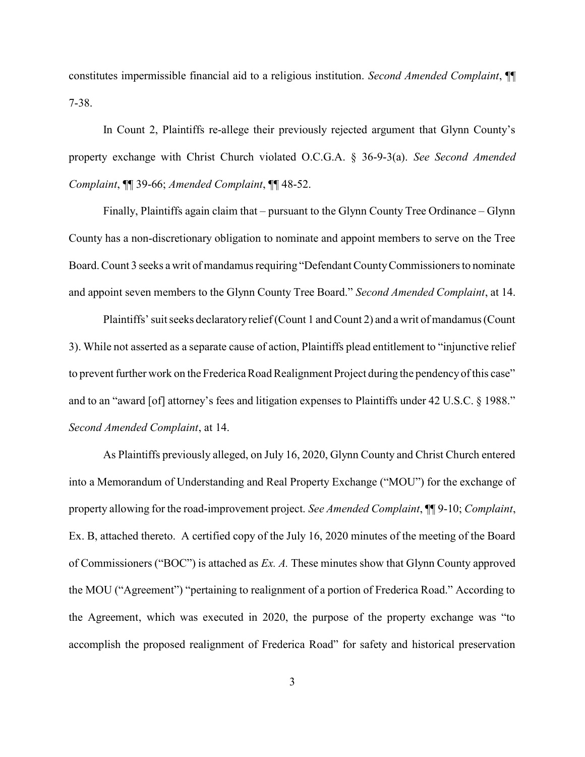constitutes impermissible financial aid to a religious institution. *Second Amended Complaint*, ¶¶ 7-38.

In Count 2, Plaintiffs re-allege their previously rejected argument that Glynn County's property exchange with Christ Church violated O.C.G.A. § 36-9-3(a). *See Second Amended Complaint*, ¶¶ 39-66; *Amended Complaint*, ¶¶ 48-52.

Finally, Plaintiffs again claim that – pursuant to the Glynn County Tree Ordinance – Glynn County has a non-discretionary obligation to nominate and appoint members to serve on the Tree Board. Count 3 seeks a writ of mandamus requiring "Defendant County Commissioners to nominate and appoint seven members to the Glynn County Tree Board." *Second Amended Complaint*, at 14.

Plaintiffs' suit seeks declaratory relief (Count 1 and Count 2) and a writ of mandamus (Count 3). While not asserted as a separate cause of action, Plaintiffs plead entitlement to "injunctive relief to prevent further work on the Frederica Road Realignment Project during the pendency of this case" and to an "award [of] attorney's fees and litigation expenses to Plaintiffs under 42 U.S.C. § 1988." *Second Amended Complaint*, at 14.

As Plaintiffs previously alleged, on July 16, 2020, Glynn County and Christ Church entered into a Memorandum of Understanding and Real Property Exchange ("MOU") for the exchange of property allowing for the road-improvement project. *See Amended Complaint*, ¶¶ 9-10; *Complaint*, Ex. B, attached thereto. A certified copy of the July 16, 2020 minutes of the meeting of the Board of Commissioners ("BOC") is attached as *Ex. A.* These minutes show that Glynn County approved the MOU ("Agreement") "pertaining to realignment of a portion of Frederica Road." According to the Agreement, which was executed in 2020, the purpose of the property exchange was "to accomplish the proposed realignment of Frederica Road" for safety and historical preservation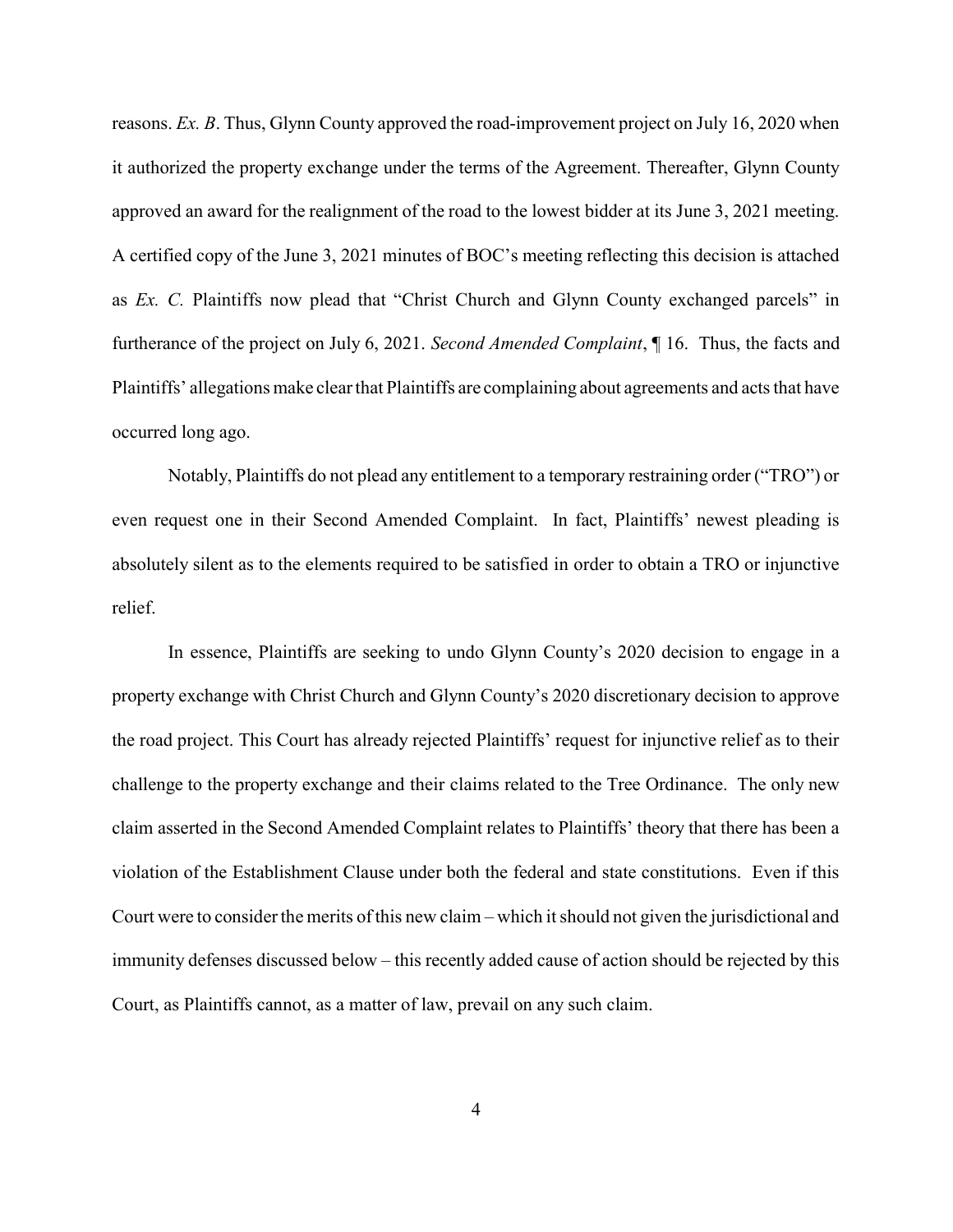reasons. *Ex. B*. Thus, Glynn County approved the road-improvement project on July 16, 2020 when it authorized the property exchange under the terms of the Agreement. Thereafter, Glynn County approved an award for the realignment of the road to the lowest bidder at its June 3, 2021 meeting. A certified copy of the June 3, 2021 minutes of BOC's meeting reflecting this decision is attached as *Ex. C.* Plaintiffs now plead that "Christ Church and Glynn County exchanged parcels" in furtherance of the project on July 6, 2021. *Second Amended Complaint*, ¶ 16. Thus, the facts and Plaintiffs' allegations make clear that Plaintiffs are complaining about agreements and acts that have occurred long ago.

Notably, Plaintiffs do not plead any entitlement to a temporary restraining order ("TRO") or even request one in their Second Amended Complaint. In fact, Plaintiffs' newest pleading is absolutely silent as to the elements required to be satisfied in order to obtain a TRO or injunctive relief.

In essence, Plaintiffs are seeking to undo Glynn County's 2020 decision to engage in a property exchange with Christ Church and Glynn County's 2020 discretionary decision to approve the road project. This Court has already rejected Plaintiffs' request for injunctive relief as to their challenge to the property exchange and their claims related to the Tree Ordinance. The only new claim asserted in the Second Amended Complaint relates to Plaintiffs' theory that there has been a violation of the Establishment Clause under both the federal and state constitutions. Even if this Court were to consider the merits of this new claim – which it should not given the jurisdictional and immunity defenses discussed below – this recently added cause of action should be rejected by this Court, as Plaintiffs cannot, as a matter of law, prevail on any such claim.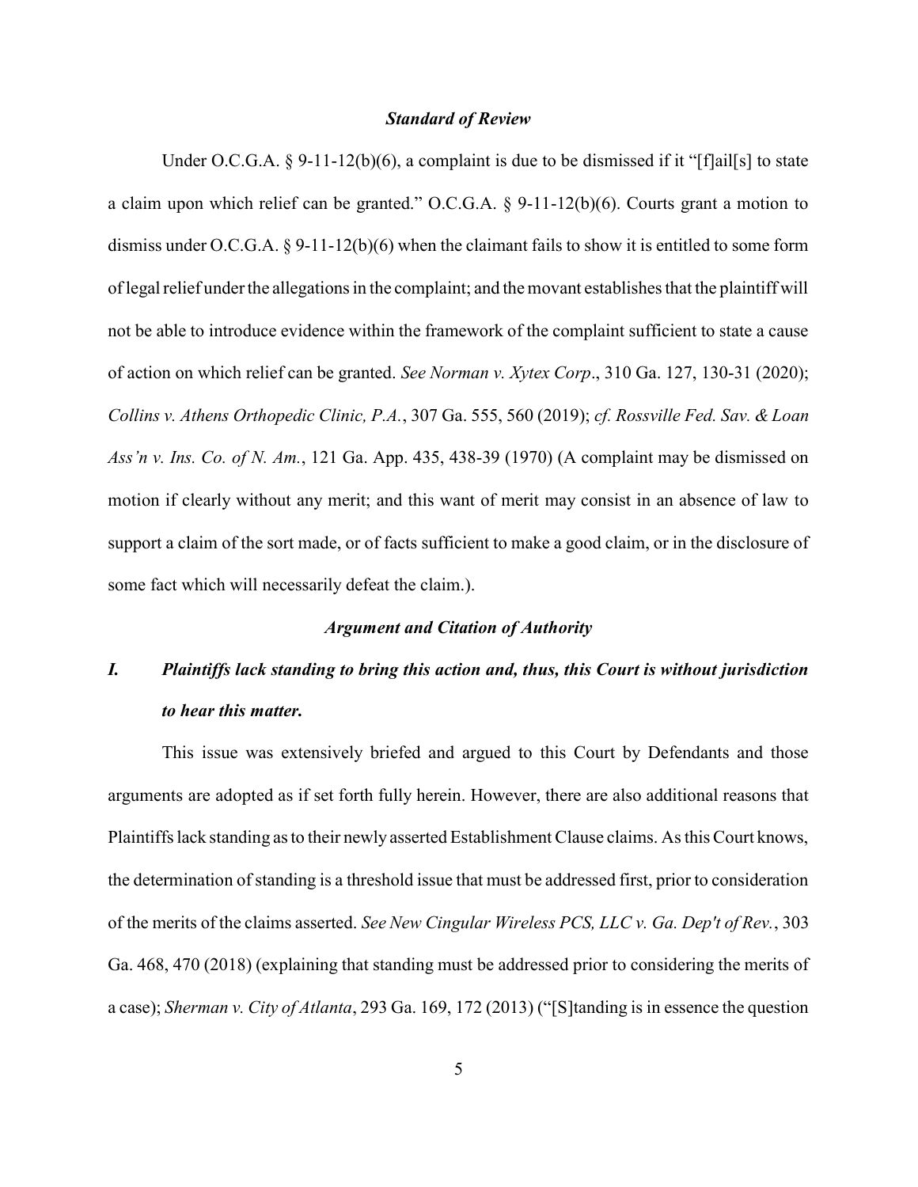### *Standard of Review*

Under O.C.G.A. § 9-11-12(b)(6), a complaint is due to be dismissed if it "[f]ail[s] to state a claim upon which relief can be granted." O.C.G.A. § 9-11-12(b)(6). Courts grant a motion to dismiss under O.C.G.A. § 9-11-12(b)(6) when the claimant fails to show it is entitled to some form of legal relief under the allegations in the complaint; and the movant establishes that the plaintiff will not be able to introduce evidence within the framework of the complaint sufficient to state a cause of action on which relief can be granted. *See Norman v. Xytex Corp*., 310 Ga. 127, 130-31 (2020); *Collins v. Athens Orthopedic Clinic, P.A.*, 307 Ga. 555, 560 (2019); *cf. Rossville Fed. Sav. & Loan Ass'n v. Ins. Co. of N. Am.*, 121 Ga. App. 435, 438-39 (1970) (A complaint may be dismissed on motion if clearly without any merit; and this want of merit may consist in an absence of law to support a claim of the sort made, or of facts sufficient to make a good claim, or in the disclosure of some fact which will necessarily defeat the claim.).

### *Argument and Citation of Authority*

#### *I. Plaintiffs lack standing to bring this action and, thus, this Court is without jurisdiction to hear this matter.*

This issue was extensively briefed and argued to this Court by Defendants and those arguments are adopted as if set forth fully herein. However, there are also additional reasons that Plaintiffs lack standing as to their newly asserted Establishment Clause claims. As this Court knows, the determination of standing is a threshold issue that must be addressed first, prior to consideration of the merits of the claims asserted. *See New Cingular Wireless PCS, LLC v. Ga. Dep't of Rev.*, 303 Ga. 468, 470 (2018) (explaining that standing must be addressed prior to considering the merits of a case); *Sherman v. City of Atlanta*, 293 Ga. 169, 172 (2013) ("[S]tanding is in essence the question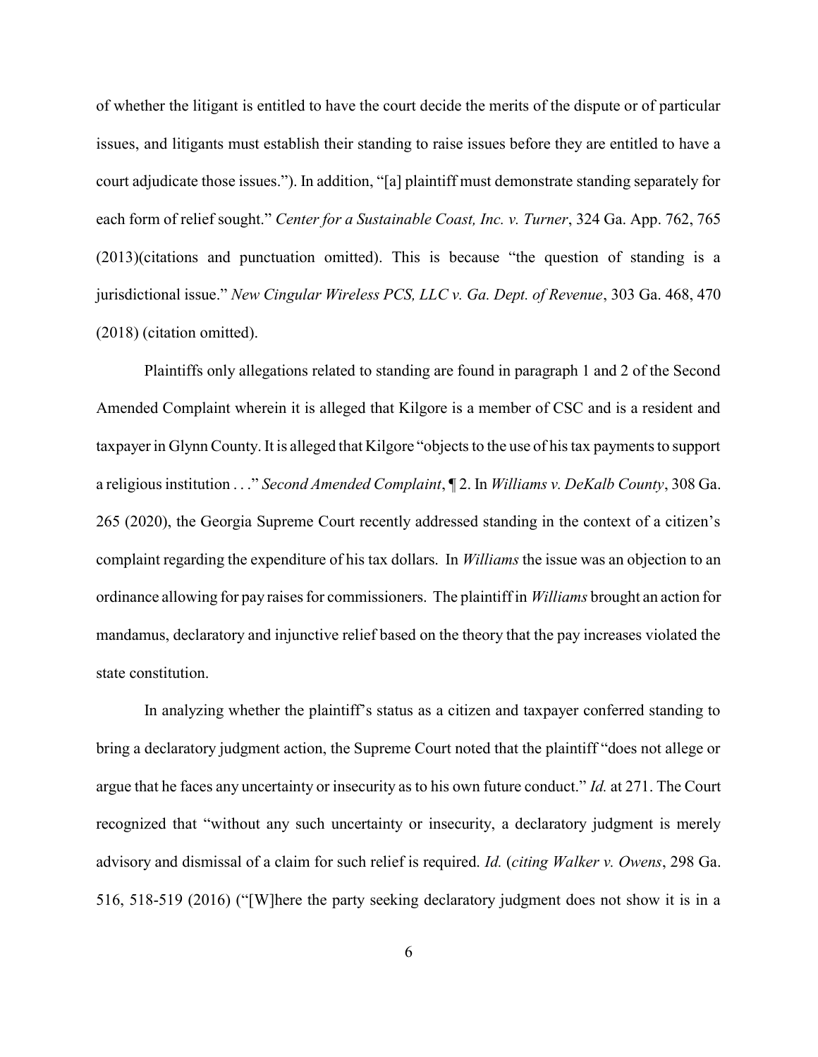of whether the litigant is entitled to have the court decide the merits of the dispute or of particular issues, and litigants must establish their standing to raise issues before they are entitled to have a court adjudicate those issues."). In addition, "[a] plaintiff must demonstrate standing separately for each form of relief sought." *Center for a Sustainable Coast, Inc. v. Turner*, 324 Ga. App. 762, 765 (2013)(citations and punctuation omitted). This is because "the question of standing is a jurisdictional issue." *New Cingular Wireless PCS, LLC v. Ga. Dept. of Revenue*, 303 Ga. 468, 470 (2018) (citation omitted).

Plaintiffs only allegations related to standing are found in paragraph 1 and 2 of the Second Amended Complaint wherein it is alleged that Kilgore is a member of CSC and is a resident and taxpayer in Glynn County. It is alleged that Kilgore "objects to the use of his tax payments to support a religious institution . . ." *Second Amended Complaint*, ¶ 2. In *Williams v. DeKalb County*, 308 Ga. 265 (2020), the Georgia Supreme Court recently addressed standing in the context of a citizen's complaint regarding the expenditure of his tax dollars. In *Williams* the issue was an objection to an ordinance allowing for pay raises for commissioners. The plaintiff in *Williams* brought an action for mandamus, declaratory and injunctive relief based on the theory that the pay increases violated the state constitution.

In analyzing whether the plaintiff's status as a citizen and taxpayer conferred standing to bring a declaratory judgment action, the Supreme Court noted that the plaintiff "does not allege or argue that he faces any uncertainty or insecurity as to his own future conduct." *Id.* at 271. The Court recognized that "without any such uncertainty or insecurity, a declaratory judgment is merely advisory and dismissal of a claim for such relief is required. *Id.* (*citing Walker v. Owens*, 298 Ga. 516, 518-519 (2016) ("[W]here the party seeking declaratory judgment does not show it is in a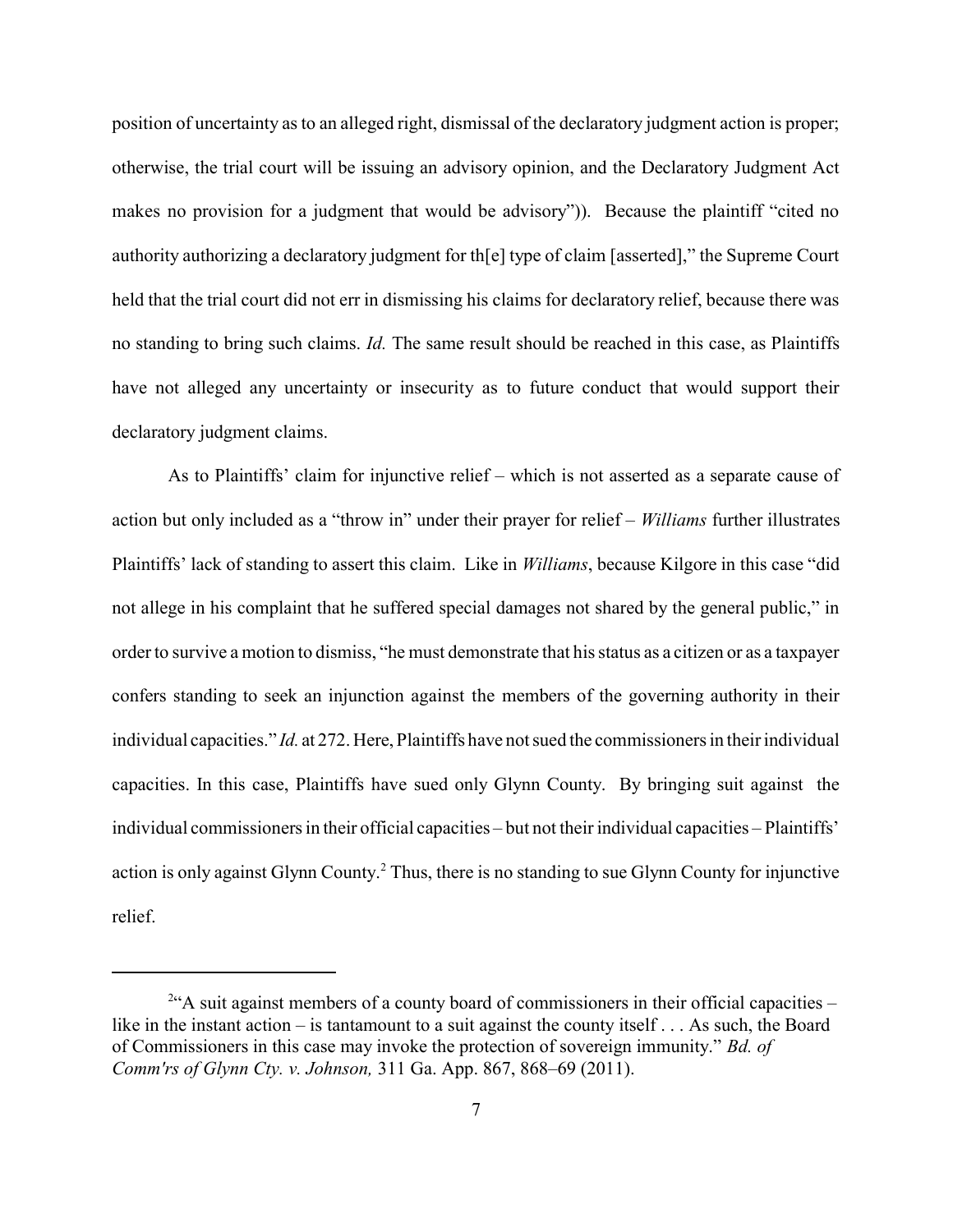position of uncertainty as to an alleged right, dismissal of the declaratory judgment action is proper; otherwise, the trial court will be issuing an advisory opinion, and the Declaratory Judgment Act makes no provision for a judgment that would be advisory")). Because the plaintiff "cited no authority authorizing a declaratory judgment for th[e] type of claim [asserted]," the Supreme Court held that the trial court did not err in dismissing his claims for declaratory relief, because there was no standing to bring such claims. *Id.* The same result should be reached in this case, as Plaintiffs have not alleged any uncertainty or insecurity as to future conduct that would support their declaratory judgment claims.

As to Plaintiffs' claim for injunctive relief – which is not asserted as a separate cause of action but only included as a "throw in" under their prayer for relief – *Williams* further illustrates Plaintiffs' lack of standing to assert this claim. Like in *Williams*, because Kilgore in this case "did not allege in his complaint that he suffered special damages not shared by the general public," in order to survive a motion to dismiss, "he must demonstrate that his status as a citizen or as a taxpayer confers standing to seek an injunction against the members of the governing authority in their individual capacities." *Id.* at 272. Here, Plaintiffs have not sued the commissioners in their individual capacities. In this case, Plaintiffs have sued only Glynn County. By bringing suit against the individual commissioners in their official capacities – but not their individual capacities – Plaintiffs' action is only against Glynn County.[2] Thus, there is no standing to sue Glynn County for injunctive relief.

---

[2]"A suit against members of a county board of commissioners in their official capacities – like in the instant action – is tantamount to a suit against the county itself . . . As such, the Board of Commissioners in this case may invoke the protection of sovereign immunity." *Bd. of Comm'rs of Glynn Cty. v. Johnson,* 311 Ga. App. 867, 868–69 (2011).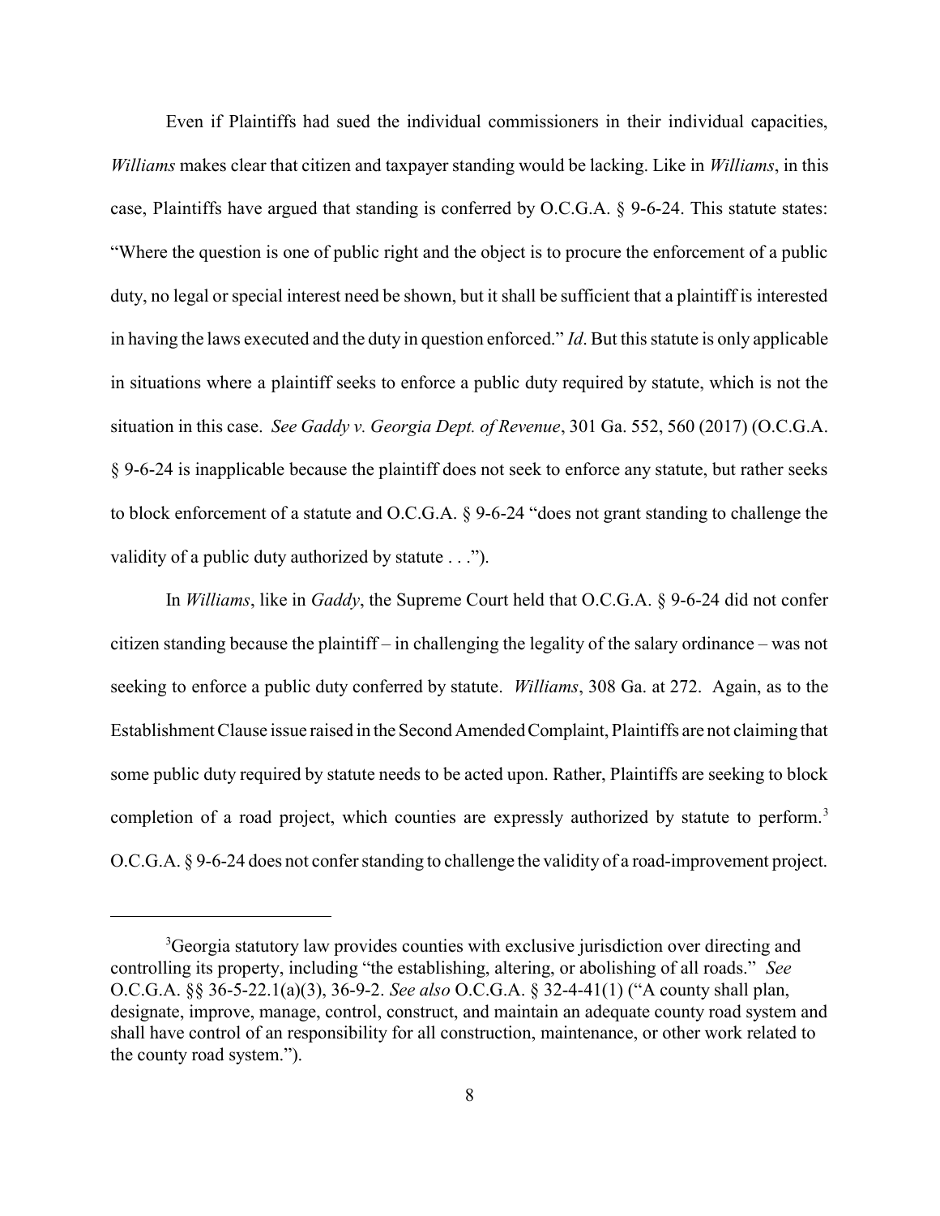Even if Plaintiffs had sued the individual commissioners in their individual capacities, *Williams* makes clear that citizen and taxpayer standing would be lacking. Like in *Williams*, in this case, Plaintiffs have argued that standing is conferred by O.C.G.A. § 9-6-24. This statute states: "Where the question is one of public right and the object is to procure the enforcement of a public duty, no legal or special interest need be shown, but it shall be sufficient that a plaintiff is interested in having the laws executed and the duty in question enforced." *Id*. But this statute is only applicable in situations where a plaintiff seeks to enforce a public duty required by statute, which is not the situation in this case. *See Gaddy v. Georgia Dept. of Revenue*, 301 Ga. 552, 560 (2017) (O.C.G.A. § 9-6-24 is inapplicable because the plaintiff does not seek to enforce any statute, but rather seeks to block enforcement of a statute and O.C.G.A. § 9-6-24 "does not grant standing to challenge the validity of a public duty authorized by statute . . .").

In *Williams*, like in *Gaddy*, the Supreme Court held that O.C.G.A. § 9-6-24 did not confer citizen standing because the plaintiff – in challenging the legality of the salary ordinance – was not seeking to enforce a public duty conferred by statute. *Williams*, 308 Ga. at 272. Again, as to the Establishment Clause issue raised in the Second Amended Complaint, Plaintiffs are not claiming that some public duty required by statute needs to be acted upon. Rather, Plaintiffs are seeking to block completion of a road project, which counties are expressly authorized by statute to perform.[3] O.C.G.A. § 9-6-24 does not confer standing to challenge the validity of a road-improvement project.

---

[3] Georgia statutory law provides counties with exclusive jurisdiction over directing and controlling its property, including "the establishing, altering, or abolishing of all roads." *See* O.C.G.A. §§ 36-5-22.1(a)(3), 36-9-2. *See also* O.C.G.A. § 32-4-41(1) ("A county shall plan, designate, improve, manage, control, construct, and maintain an adequate county road system and shall have control of an responsibility for all construction, maintenance, or other work related to the county road system.").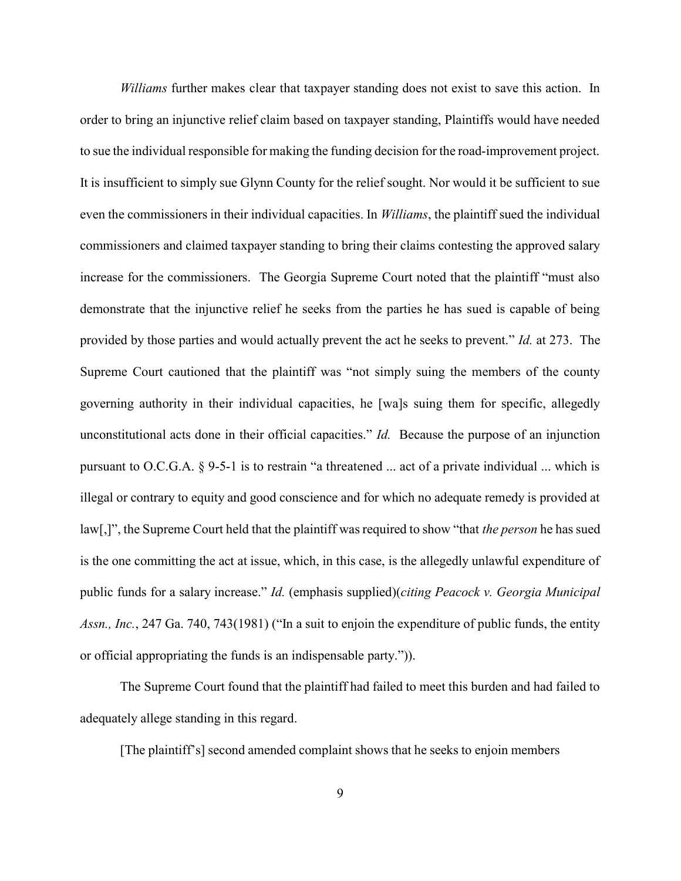*Williams* further makes clear that taxpayer standing does not exist to save this action. In order to bring an injunctive relief claim based on taxpayer standing, Plaintiffs would have needed to sue the individual responsible for making the funding decision for the road-improvement project. It is insufficient to simply sue Glynn County for the relief sought. Nor would it be sufficient to sue even the commissioners in their individual capacities. In *Williams*, the plaintiff sued the individual commissioners and claimed taxpayer standing to bring their claims contesting the approved salary increase for the commissioners. The Georgia Supreme Court noted that the plaintiff "must also demonstrate that the injunctive relief he seeks from the parties he has sued is capable of being provided by those parties and would actually prevent the act he seeks to prevent." *Id.* at 273. The Supreme Court cautioned that the plaintiff was "not simply suing the members of the county governing authority in their individual capacities, he [wa]s suing them for specific, allegedly unconstitutional acts done in their official capacities." *Id.* Because the purpose of an injunction pursuant to O.C.G.A. § 9-5-1 is to restrain "a threatened ... act of a private individual ... which is illegal or contrary to equity and good conscience and for which no adequate remedy is provided at law[,]", the Supreme Court held that the plaintiff was required to show "that *the person* he has sued is the one committing the act at issue, which, in this case, is the allegedly unlawful expenditure of public funds for a salary increase." *Id.* (emphasis supplied)(*citing Peacock v. Georgia Municipal Assn., Inc.*, 247 Ga. 740, 743(1981) ("In a suit to enjoin the expenditure of public funds, the entity or official appropriating the funds is an indispensable party.")).

The Supreme Court found that the plaintiff had failed to meet this burden and had failed to adequately allege standing in this regard.

[The plaintiff's] second amended complaint shows that he seeks to enjoin members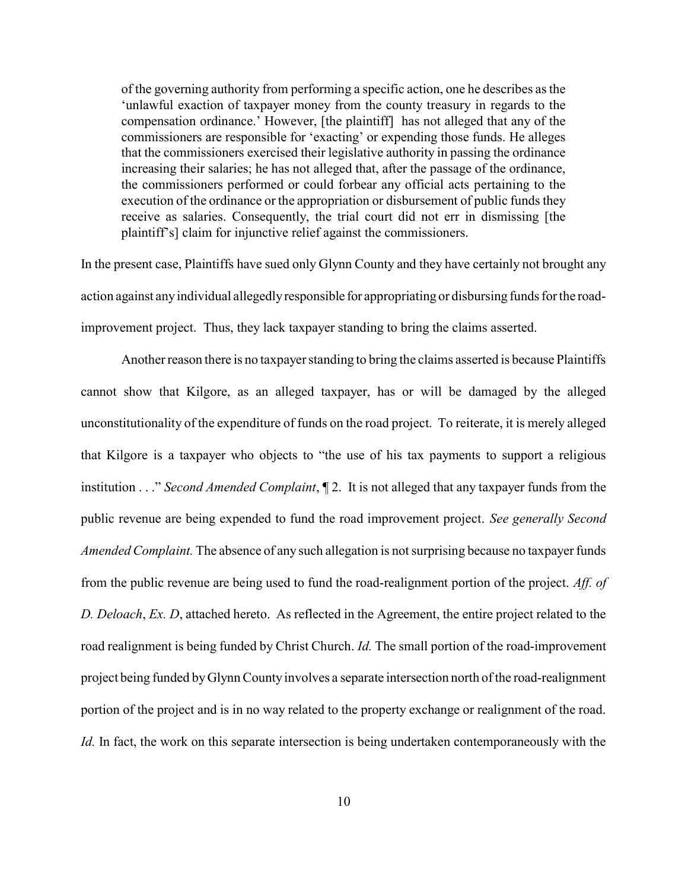> of the governing authority from performing a specific action, one he describes as the 'unlawful exaction of taxpayer money from the county treasury in regards to the compensation ordinance.' However, [the plaintiff] has not alleged that any of the commissioners are responsible for 'exacting' or expending those funds. He alleges that the commissioners exercised their legislative authority in passing the ordinance increasing their salaries; he has not alleged that, after the passage of the ordinance, the commissioners performed or could forbear any official acts pertaining to the execution of the ordinance or the appropriation or disbursement of public funds they receive as salaries. Consequently, the trial court did not err in dismissing [the plaintiff's] claim for injunctive relief against the commissioners.

In the present case, Plaintiffs have sued only Glynn County and they have certainly not brought any action against any individual allegedly responsible for appropriating or disbursing funds for the road-improvement project. Thus, they lack taxpayer standing to bring the claims asserted.

Another reason there is no taxpayer standing to bring the claims asserted is because Plaintiffs cannot show that Kilgore, as an alleged taxpayer, has or will be damaged by the alleged unconstitutionality of the expenditure of funds on the road project. To reiterate, it is merely alleged that Kilgore is a taxpayer who objects to "the use of his tax payments to support a religious institution . . ." *Second Amended Complaint*, ¶ 2. It is not alleged that any taxpayer funds from the public revenue are being expended to fund the road improvement project. *See generally Second Amended Complaint.* The absence of any such allegation is not surprising because no taxpayer funds from the public revenue are being used to fund the road-realignment portion of the project. *Aff. of D. Deloach*, *Ex. D*, attached hereto. As reflected in the Agreement, the entire project related to the road realignment is being funded by Christ Church. *Id.* The small portion of the road-improvement project being funded by Glynn County involves a separate intersection north of the road-realignment portion of the project and is in no way related to the property exchange or realignment of the road. *Id.* In fact, the work on this separate intersection is being undertaken contemporaneously with the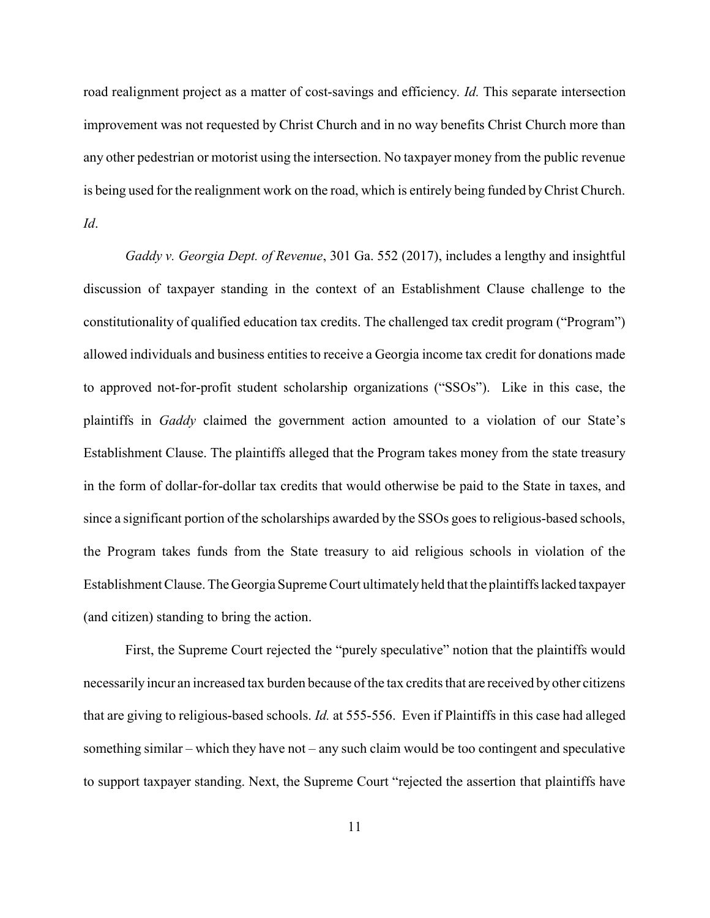road realignment project as a matter of cost-savings and efficiency. *Id.* This separate intersection improvement was not requested by Christ Church and in no way benefits Christ Church more than any other pedestrian or motorist using the intersection. No taxpayer money from the public revenue is being used for the realignment work on the road, which is entirely being funded by Christ Church. *Id*.

*Gaddy v. Georgia Dept. of Revenue*, 301 Ga. 552 (2017), includes a lengthy and insightful discussion of taxpayer standing in the context of an Establishment Clause challenge to the constitutionality of qualified education tax credits. The challenged tax credit program ("Program") allowed individuals and business entities to receive a Georgia income tax credit for donations made to approved not-for-profit student scholarship organizations ("SSOs"). Like in this case, the plaintiffs in *Gaddy* claimed the government action amounted to a violation of our State's Establishment Clause. The plaintiffs alleged that the Program takes money from the state treasury in the form of dollar-for-dollar tax credits that would otherwise be paid to the State in taxes, and since a significant portion of the scholarships awarded by the SSOs goes to religious-based schools, the Program takes funds from the State treasury to aid religious schools in violation of the Establishment Clause. The Georgia Supreme Court ultimately held that the plaintiffs lacked taxpayer (and citizen) standing to bring the action.

First, the Supreme Court rejected the "purely speculative" notion that the plaintiffs would necessarily incur an increased tax burden because of the tax credits that are received by other citizens that are giving to religious-based schools. *Id.* at 555-556. Even if Plaintiffs in this case had alleged something similar – which they have not – any such claim would be too contingent and speculative to support taxpayer standing. Next, the Supreme Court "rejected the assertion that plaintiffs have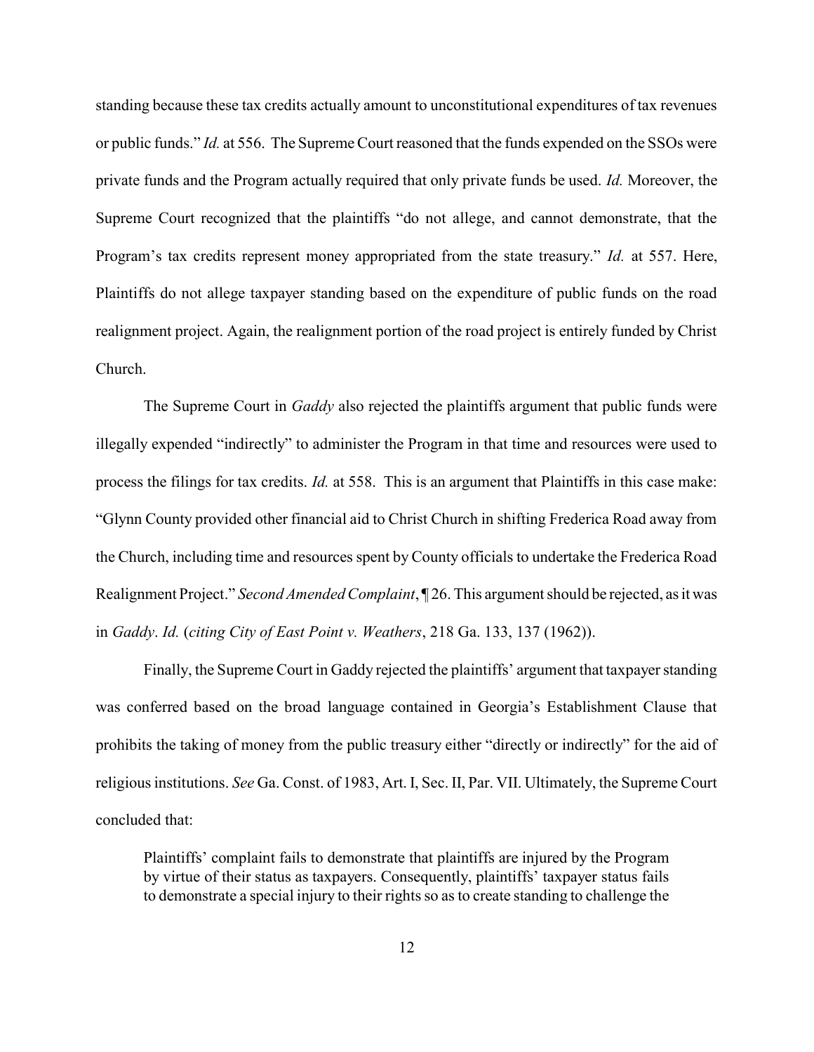standing because these tax credits actually amount to unconstitutional expenditures of tax revenues or public funds." *Id.* at 556. The Supreme Court reasoned that the funds expended on the SSOs were private funds and the Program actually required that only private funds be used. *Id.* Moreover, the Supreme Court recognized that the plaintiffs "do not allege, and cannot demonstrate, that the Program's tax credits represent money appropriated from the state treasury." *Id.* at 557. Here, Plaintiffs do not allege taxpayer standing based on the expenditure of public funds on the road realignment project. Again, the realignment portion of the road project is entirely funded by Christ Church.

The Supreme Court in *Gaddy* also rejected the plaintiffs argument that public funds were illegally expended "indirectly" to administer the Program in that time and resources were used to process the filings for tax credits. *Id.* at 558. This is an argument that Plaintiffs in this case make: "Glynn County provided other financial aid to Christ Church in shifting Frederica Road away from the Church, including time and resources spent by County officials to undertake the Frederica Road Realignment Project." *Second Amended Complaint*, ¶ 26. This argument should be rejected, as it was in *Gaddy*. *Id.* (*citing City of East Point v. Weathers*, 218 Ga. 133, 137 (1962)).

Finally, the Supreme Court in Gaddy rejected the plaintiffs' argument that taxpayer standing was conferred based on the broad language contained in Georgia's Establishment Clause that prohibits the taking of money from the public treasury either "directly or indirectly" for the aid of religious institutions. *See* Ga. Const. of 1983, Art. I, Sec. II, Par. VII. Ultimately, the Supreme Court concluded that:

> Plaintiffs' complaint fails to demonstrate that plaintiffs are injured by the Program by virtue of their status as taxpayers. Consequently, plaintiffs' taxpayer status fails to demonstrate a special injury to their rights so as to create standing to challenge the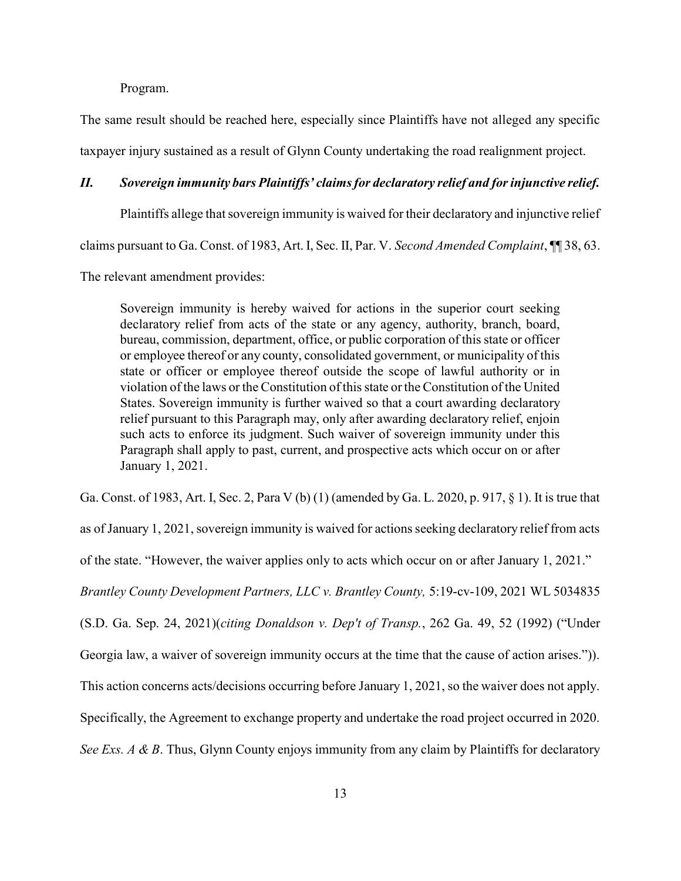Program.

The same result should be reached here, especially since Plaintiffs have not alleged any specific taxpayer injury sustained as a result of Glynn County undertaking the road realignment project.

## *II. Sovereign immunity bars Plaintiffs' claims for declaratory relief and for injunctive relief.*

Plaintiffs allege that sovereign immunity is waived for their declaratory and injunctive relief claims pursuant to Ga. Const. of 1983, Art. I, Sec. II, Par. V. *Second Amended Complaint*, ¶¶ 38, 63. The relevant amendment provides:

> Sovereign immunity is hereby waived for actions in the superior court seeking declaratory relief from acts of the state or any agency, authority, branch, board, bureau, commission, department, office, or public corporation of this state or officer or employee thereof or any county, consolidated government, or municipality of this state or officer or employee thereof outside the scope of lawful authority or in violation of the laws or the Constitution of this state or the Constitution of the United States. Sovereign immunity is further waived so that a court awarding declaratory relief pursuant to this Paragraph may, only after awarding declaratory relief, enjoin such acts to enforce its judgment. Such waiver of sovereign immunity under this Paragraph shall apply to past, current, and prospective acts which occur on or after January 1, 2021.

Ga. Const. of 1983, Art. I, Sec. 2, Para V (b) (1) (amended by Ga. L. 2020, p. 917, § 1). It is true that as of January 1, 2021, sovereign immunity is waived for actions seeking declaratory relief from acts of the state. "However, the waiver applies only to acts which occur on or after January 1, 2021." *Brantley County Development Partners, LLC v. Brantley County,* 5:19-cv-109, 2021 WL 5034835 (S.D. Ga. Sep. 24, 2021)(*citing Donaldson v. Dep't of Transp.*, 262 Ga. 49, 52 (1992) ("Under Georgia law, a waiver of sovereign immunity occurs at the time that the cause of action arises.")). This action concerns acts/decisions occurring before January 1, 2021, so the waiver does not apply. Specifically, the Agreement to exchange property and undertake the road project occurred in 2020. *See Exs. A & B*. Thus, Glynn County enjoys immunity from any claim by Plaintiffs for declaratory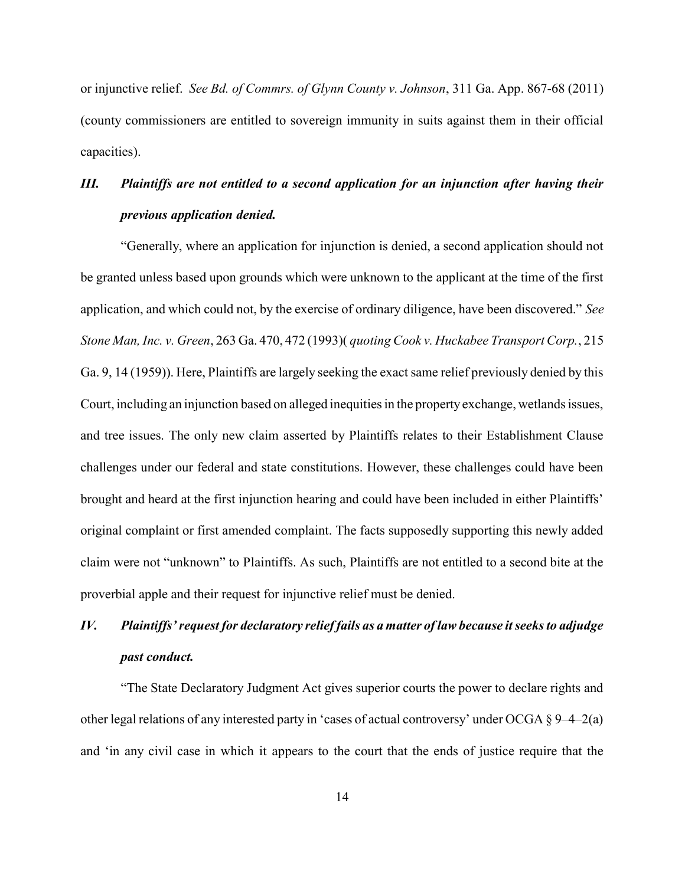or injunctive relief. *See Bd. of Commrs. of Glynn County v. Johnson*, 311 Ga. App. 867-68 (2011) (county commissioners are entitled to sovereign immunity in suits against them in their official capacities).

### *III. Plaintiffs are not entitled to a second application for an injunction after having their previous application denied.*

"Generally, where an application for injunction is denied, a second application should not be granted unless based upon grounds which were unknown to the applicant at the time of the first application, and which could not, by the exercise of ordinary diligence, have been discovered." *See Stone Man, Inc. v. Green*, 263 Ga. 470, 472 (1993)( *quoting Cook v. Huckabee Transport Corp.*, 215 Ga. 9, 14 (1959)). Here, Plaintiffs are largely seeking the exact same relief previously denied by this Court, including an injunction based on alleged inequities in the property exchange, wetlands issues, and tree issues. The only new claim asserted by Plaintiffs relates to their Establishment Clause challenges under our federal and state constitutions. However, these challenges could have been brought and heard at the first injunction hearing and could have been included in either Plaintiffs' original complaint or first amended complaint. The facts supposedly supporting this newly added claim were not "unknown" to Plaintiffs. As such, Plaintiffs are not entitled to a second bite at the proverbial apple and their request for injunctive relief must be denied.

### *IV. Plaintiffs' request for declaratory relief fails as a matter of law because it seeks to adjudge past conduct.*

"The State Declaratory Judgment Act gives superior courts the power to declare rights and other legal relations of any interested party in 'cases of actual controversy' under OCGA § 9–4–2(a) and 'in any civil case in which it appears to the court that the ends of justice require that the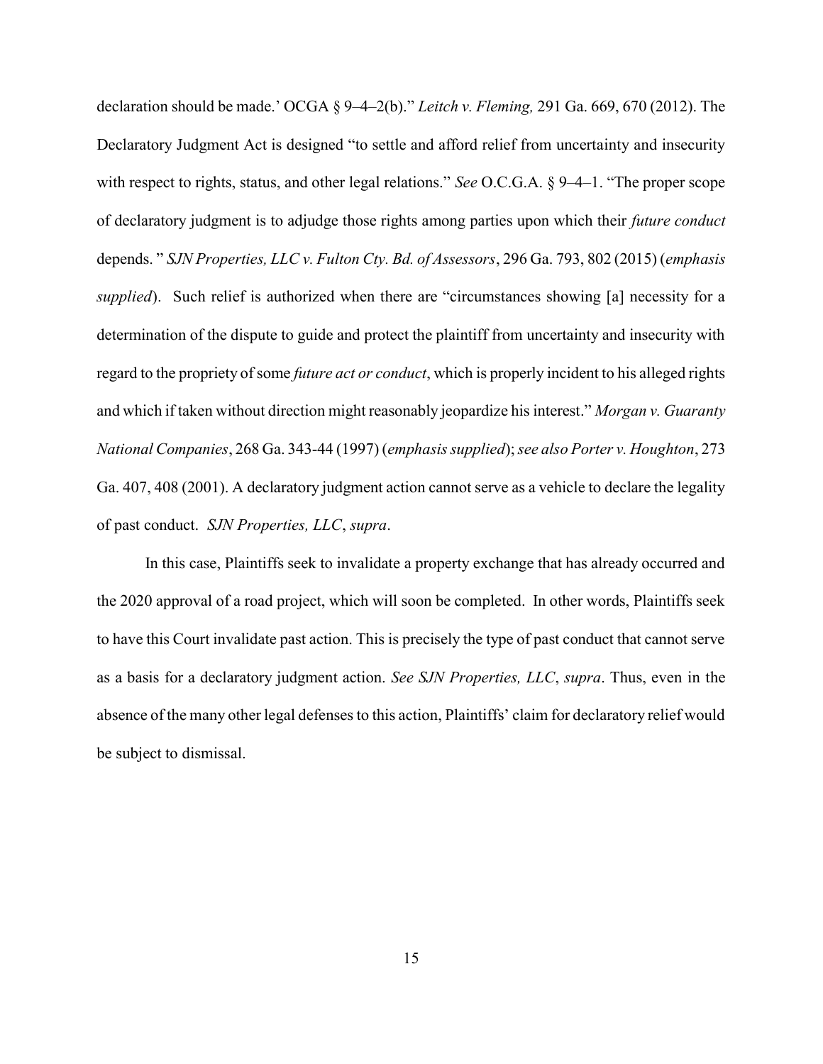declaration should be made.' OCGA § 9–4–2(b)." *Leitch v. Fleming,* 291 Ga. 669, 670 (2012). The Declaratory Judgment Act is designed "to settle and afford relief from uncertainty and insecurity with respect to rights, status, and other legal relations." *See* O.C.G.A. § 9–4–1. "The proper scope of declaratory judgment is to adjudge those rights among parties upon which their *future conduct* depends. " *SJN Properties, LLC v. Fulton Cty. Bd. of Assessors*, 296 Ga. 793, 802 (2015) (*emphasis supplied*). Such relief is authorized when there are "circumstances showing [a] necessity for a determination of the dispute to guide and protect the plaintiff from uncertainty and insecurity with regard to the propriety of some *future act or conduct*, which is properly incident to his alleged rights and which if taken without direction might reasonably jeopardize his interest." *Morgan v. Guaranty National Companies*, 268 Ga. 343-44 (1997) (*emphasis supplied*); *see also Porter v. Houghton*, 273 Ga. 407, 408 (2001). A declaratory judgment action cannot serve as a vehicle to declare the legality of past conduct. *SJN Properties, LLC*, *supra*.

In this case, Plaintiffs seek to invalidate a property exchange that has already occurred and the 2020 approval of a road project, which will soon be completed. In other words, Plaintiffs seek to have this Court invalidate past action. This is precisely the type of past conduct that cannot serve as a basis for a declaratory judgment action. *See SJN Properties, LLC*, *supra*. Thus, even in the absence of the many other legal defenses to this action, Plaintiffs' claim for declaratory relief would be subject to dismissal.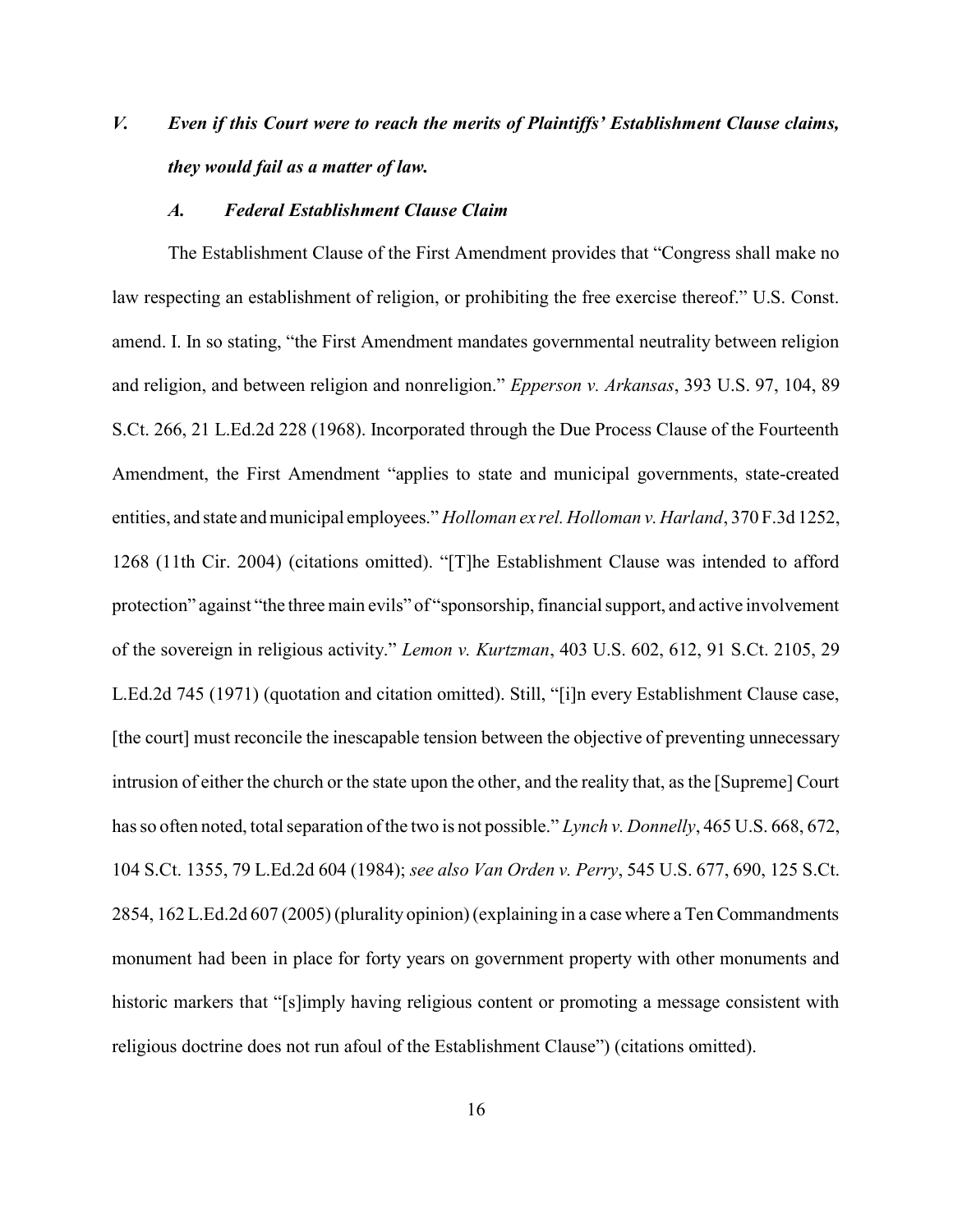## *V. Even if this Court were to reach the merits of Plaintiffs' Establishment Clause claims, they would fail as a matter of law.*

### *A. Federal Establishment Clause Claim*

The Establishment Clause of the First Amendment provides that "Congress shall make no law respecting an establishment of religion, or prohibiting the free exercise thereof." U.S. Const. amend. I. In so stating, "the First Amendment mandates governmental neutrality between religion and religion, and between religion and nonreligion." *Epperson v. Arkansas*, 393 U.S. 97, 104, 89 S.Ct. 266, 21 L.Ed.2d 228 (1968). Incorporated through the Due Process Clause of the Fourteenth Amendment, the First Amendment "applies to state and municipal governments, state-created entities, and state and municipal employees." *Holloman ex rel. Holloman v. Harland*, 370 F.3d 1252, 1268 (11th Cir. 2004) (citations omitted). "[T]he Establishment Clause was intended to afford protection" against "the three main evils" of "sponsorship, financial support, and active involvement of the sovereign in religious activity." *Lemon v. Kurtzman*, 403 U.S. 602, 612, 91 S.Ct. 2105, 29 L.Ed.2d 745 (1971) (quotation and citation omitted). Still, "[i]n every Establishment Clause case, [the court] must reconcile the inescapable tension between the objective of preventing unnecessary intrusion of either the church or the state upon the other, and the reality that, as the [Supreme] Court has so often noted, total separation of the two is not possible." *Lynch v. Donnelly*, 465 U.S. 668, 672, 104 S.Ct. 1355, 79 L.Ed.2d 604 (1984); *see also Van Orden v. Perry*, 545 U.S. 677, 690, 125 S.Ct. 2854, 162 L.Ed.2d 607 (2005) (plurality opinion) (explaining in a case where a Ten Commandments monument had been in place for forty years on government property with other monuments and historic markers that "[s]imply having religious content or promoting a message consistent with religious doctrine does not run afoul of the Establishment Clause") (citations omitted).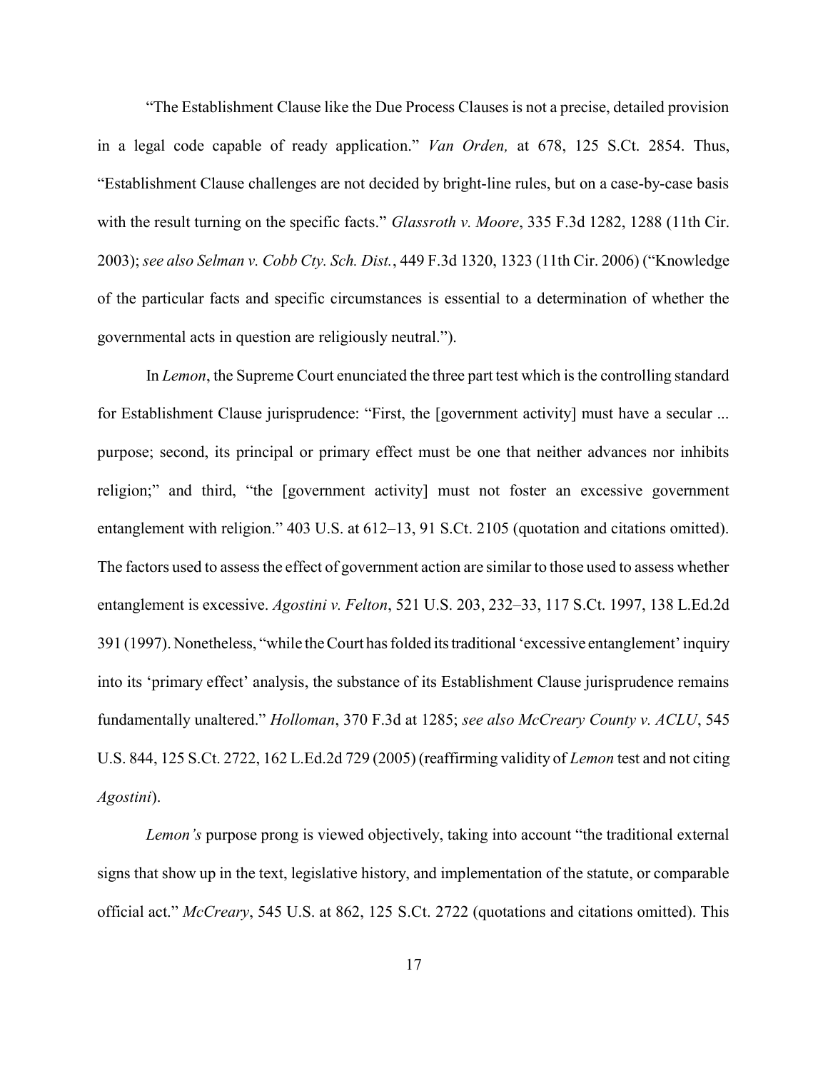"The Establishment Clause like the Due Process Clauses is not a precise, detailed provision in a legal code capable of ready application." *Van Orden,* at 678, 125 S.Ct. 2854. Thus, "Establishment Clause challenges are not decided by bright-line rules, but on a case-by-case basis with the result turning on the specific facts." *Glassroth v. Moore*, 335 F.3d 1282, 1288 (11th Cir. 2003); *see also Selman v. Cobb Cty. Sch. Dist.*, 449 F.3d 1320, 1323 (11th Cir. 2006) ("Knowledge of the particular facts and specific circumstances is essential to a determination of whether the governmental acts in question are religiously neutral.").

In *Lemon*, the Supreme Court enunciated the three part test which is the controlling standard for Establishment Clause jurisprudence: "First, the [government activity] must have a secular ... purpose; second, its principal or primary effect must be one that neither advances nor inhibits religion;" and third, "the [government activity] must not foster an excessive government entanglement with religion." 403 U.S. at 612–13, 91 S.Ct. 2105 (quotation and citations omitted). The factors used to assess the effect of government action are similar to those used to assess whether entanglement is excessive. *Agostini v. Felton*, 521 U.S. 203, 232–33, 117 S.Ct. 1997, 138 L.Ed.2d 391 (1997). Nonetheless, "while the Court has folded its traditional 'excessive entanglement' inquiry into its 'primary effect' analysis, the substance of its Establishment Clause jurisprudence remains fundamentally unaltered." *Holloman*, 370 F.3d at 1285; *see also McCreary County v. ACLU*, 545 U.S. 844, 125 S.Ct. 2722, 162 L.Ed.2d 729 (2005) (reaffirming validity of *Lemon* test and not citing *Agostini*).

*Lemon's* purpose prong is viewed objectively, taking into account "the traditional external signs that show up in the text, legislative history, and implementation of the statute, or comparable official act." *McCreary*, 545 U.S. at 862, 125 S.Ct. 2722 (quotations and citations omitted). This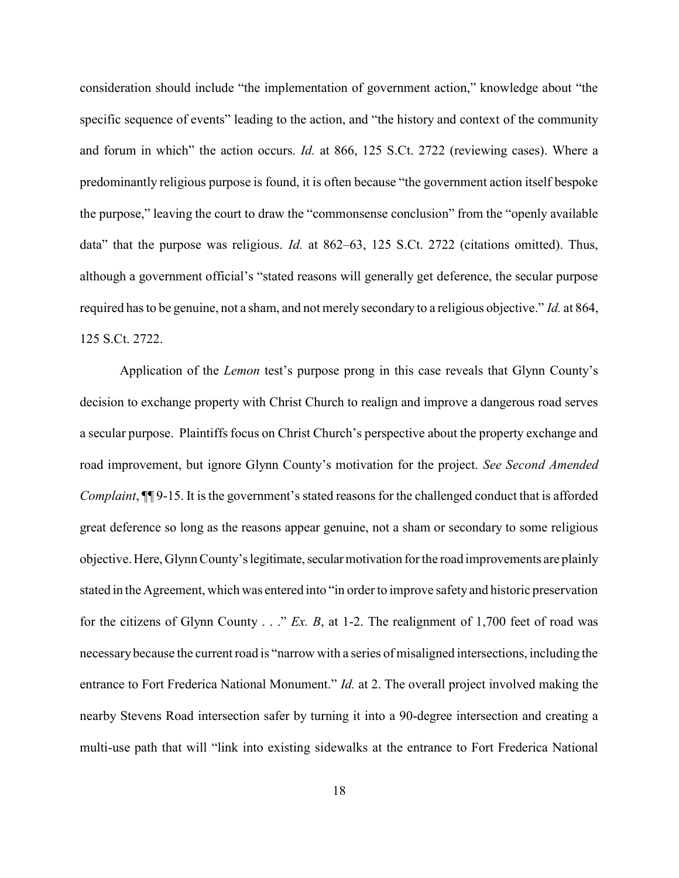consideration should include "the implementation of government action," knowledge about "the specific sequence of events" leading to the action, and "the history and context of the community and forum in which" the action occurs. *Id.* at 866, 125 S.Ct. 2722 (reviewing cases). Where a predominantly religious purpose is found, it is often because "the government action itself bespoke the purpose," leaving the court to draw the "commonsense conclusion" from the "openly available data" that the purpose was religious. *Id.* at 862–63, 125 S.Ct. 2722 (citations omitted). Thus, although a government official's "stated reasons will generally get deference, the secular purpose required has to be genuine, not a sham, and not merely secondary to a religious objective." *Id.* at 864, 125 S.Ct. 2722.

Application of the *Lemon* test's purpose prong in this case reveals that Glynn County's decision to exchange property with Christ Church to realign and improve a dangerous road serves a secular purpose. Plaintiffs focus on Christ Church's perspective about the property exchange and road improvement, but ignore Glynn County's motivation for the project. *See Second Amended Complaint*, ¶¶ 9-15. It is the government's stated reasons for the challenged conduct that is afforded great deference so long as the reasons appear genuine, not a sham or secondary to some religious objective. Here, Glynn County's legitimate, secular motivation for the road improvements are plainly stated in the Agreement, which was entered into "in order to improve safety and historic preservation for the citizens of Glynn County . . ." *Ex. B*, at 1-2. The realignment of 1,700 feet of road was necessary because the current road is "narrow with a series of misaligned intersections, including the entrance to Fort Frederica National Monument." *Id.* at 2. The overall project involved making the nearby Stevens Road intersection safer by turning it into a 90-degree intersection and creating a multi-use path that will "link into existing sidewalks at the entrance to Fort Frederica National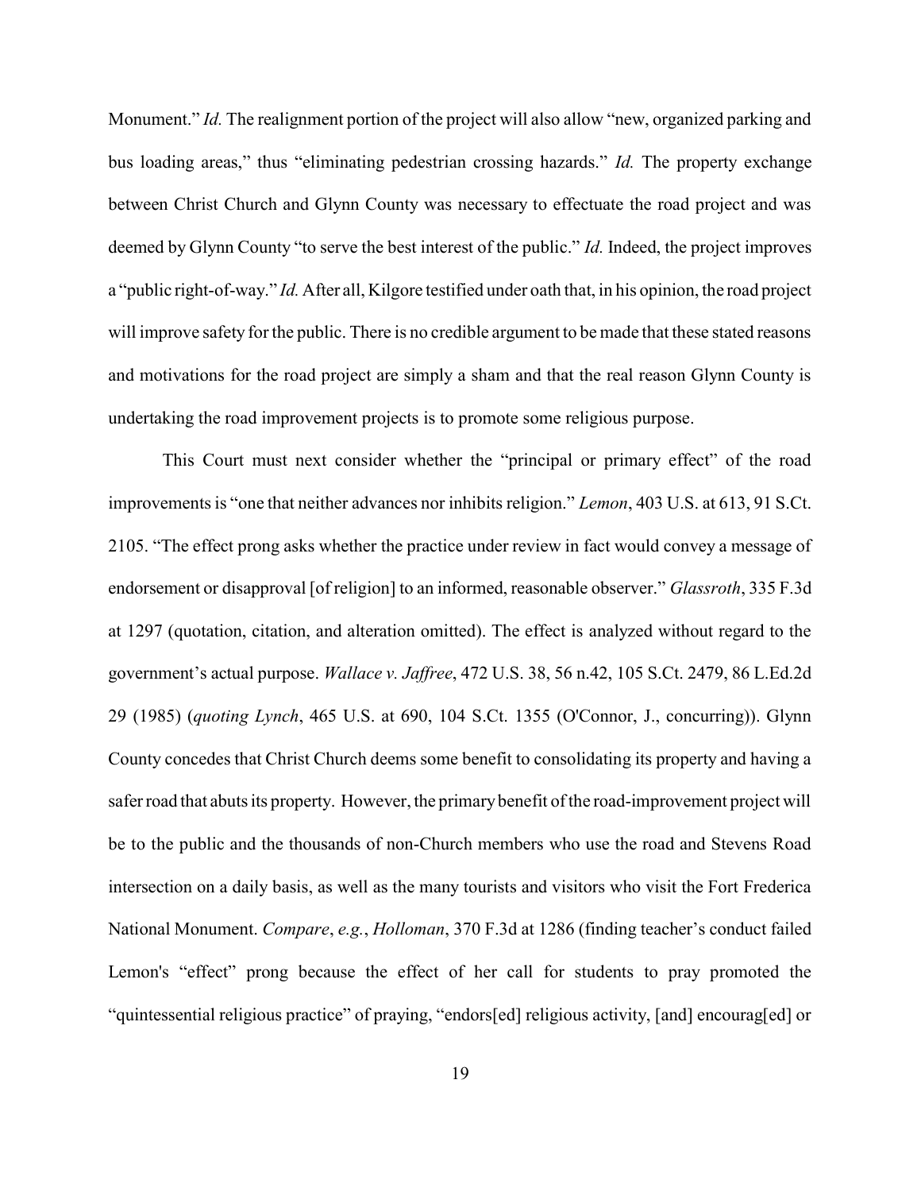Monument." *Id.* The realignment portion of the project will also allow "new, organized parking and bus loading areas," thus "eliminating pedestrian crossing hazards." *Id.* The property exchange between Christ Church and Glynn County was necessary to effectuate the road project and was deemed by Glynn County "to serve the best interest of the public." *Id.* Indeed, the project improves a "public right-of-way." *Id.* After all, Kilgore testified under oath that, in his opinion, the road project will improve safety for the public. There is no credible argument to be made that these stated reasons and motivations for the road project are simply a sham and that the real reason Glynn County is undertaking the road improvement projects is to promote some religious purpose.

This Court must next consider whether the "principal or primary effect" of the road improvements is "one that neither advances nor inhibits religion." *Lemon*, 403 U.S. at 613, 91 S.Ct. 2105. "The effect prong asks whether the practice under review in fact would convey a message of endorsement or disapproval [of religion] to an informed, reasonable observer." *Glassroth*, 335 F.3d at 1297 (quotation, citation, and alteration omitted). The effect is analyzed without regard to the government's actual purpose. *Wallace v. Jaffree*, 472 U.S. 38, 56 n.42, 105 S.Ct. 2479, 86 L.Ed.2d 29 (1985) (*quoting Lynch*, 465 U.S. at 690, 104 S.Ct. 1355 (O'Connor, J., concurring)). Glynn County concedes that Christ Church deems some benefit to consolidating its property and having a safer road that abuts its property. However, the primary benefit of the road-improvement project will be to the public and the thousands of non-Church members who use the road and Stevens Road intersection on a daily basis, as well as the many tourists and visitors who visit the Fort Frederica National Monument. *Compare*, *e.g.*, *Holloman*, 370 F.3d at 1286 (finding teacher's conduct failed Lemon's "effect" prong because the effect of her call for students to pray promoted the "quintessential religious practice" of praying, "endors[ed] religious activity, [and] encourag[ed] or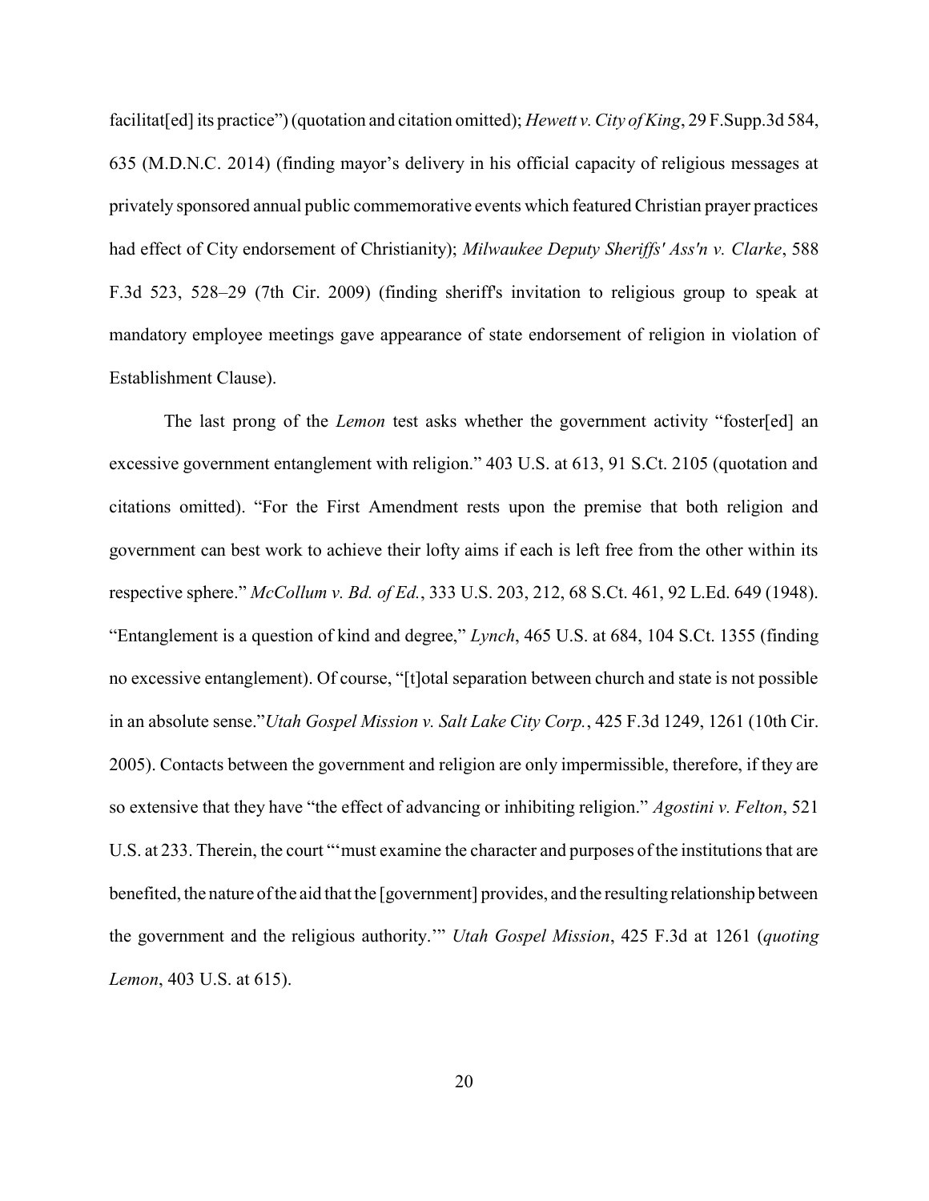facilitat[ed] its practice") (quotation and citation omitted); *Hewett v. City of King*, 29 F.Supp.3d 584, 635 (M.D.N.C. 2014) (finding mayor's delivery in his official capacity of religious messages at privately sponsored annual public commemorative events which featured Christian prayer practices had effect of City endorsement of Christianity); *Milwaukee Deputy Sheriffs' Ass'n v. Clarke*, 588 F.3d 523, 528–29 (7th Cir. 2009) (finding sheriff's invitation to religious group to speak at mandatory employee meetings gave appearance of state endorsement of religion in violation of Establishment Clause).

The last prong of the *Lemon* test asks whether the government activity "foster[ed] an excessive government entanglement with religion." 403 U.S. at 613, 91 S.Ct. 2105 (quotation and citations omitted). "For the First Amendment rests upon the premise that both religion and government can best work to achieve their lofty aims if each is left free from the other within its respective sphere." *McCollum v. Bd. of Ed.*, 333 U.S. 203, 212, 68 S.Ct. 461, 92 L.Ed. 649 (1948). "Entanglement is a question of kind and degree," *Lynch*, 465 U.S. at 684, 104 S.Ct. 1355 (finding no excessive entanglement). Of course, "[t]otal separation between church and state is not possible in an absolute sense."*Utah Gospel Mission v. Salt Lake City Corp.*, 425 F.3d 1249, 1261 (10th Cir. 2005). Contacts between the government and religion are only impermissible, therefore, if they are so extensive that they have "the effect of advancing or inhibiting religion." *Agostini v. Felton*, 521 U.S. at 233. Therein, the court "'must examine the character and purposes of the institutions that are benefited, the nature of the aid that the [government] provides, and the resulting relationship between the government and the religious authority.'" *Utah Gospel Mission*, 425 F.3d at 1261 (*quoting Lemon*, 403 U.S. at 615).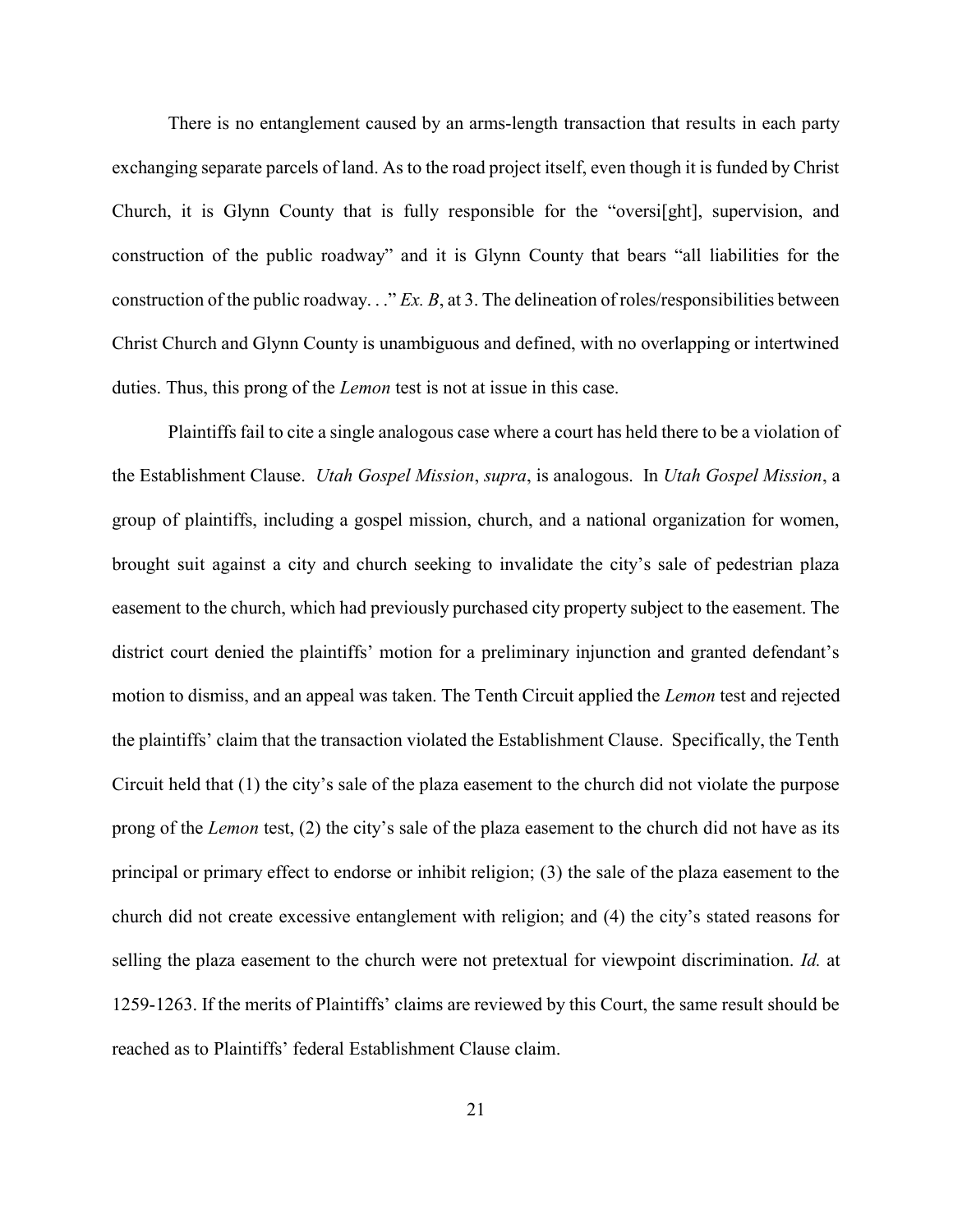There is no entanglement caused by an arms-length transaction that results in each party exchanging separate parcels of land. As to the road project itself, even though it is funded by Christ Church, it is Glynn County that is fully responsible for the "oversi[ght], supervision, and construction of the public roadway" and it is Glynn County that bears "all liabilities for the construction of the public roadway. . ." *Ex. B*, at 3. The delineation of roles/responsibilities between Christ Church and Glynn County is unambiguous and defined, with no overlapping or intertwined duties. Thus, this prong of the *Lemon* test is not at issue in this case.

Plaintiffs fail to cite a single analogous case where a court has held there to be a violation of the Establishment Clause. *Utah Gospel Mission*, *supra*, is analogous. In *Utah Gospel Mission*, a group of plaintiffs, including a gospel mission, church, and a national organization for women, brought suit against a city and church seeking to invalidate the city's sale of pedestrian plaza easement to the church, which had previously purchased city property subject to the easement. The district court denied the plaintiffs' motion for a preliminary injunction and granted defendant's motion to dismiss, and an appeal was taken. The Tenth Circuit applied the *Lemon* test and rejected the plaintiffs' claim that the transaction violated the Establishment Clause. Specifically, the Tenth Circuit held that (1) the city's sale of the plaza easement to the church did not violate the purpose prong of the *Lemon* test, (2) the city's sale of the plaza easement to the church did not have as its principal or primary effect to endorse or inhibit religion; (3) the sale of the plaza easement to the church did not create excessive entanglement with religion; and (4) the city's stated reasons for selling the plaza easement to the church were not pretextual for viewpoint discrimination. *Id.* at 1259-1263. If the merits of Plaintiffs' claims are reviewed by this Court, the same result should be reached as to Plaintiffs' federal Establishment Clause claim.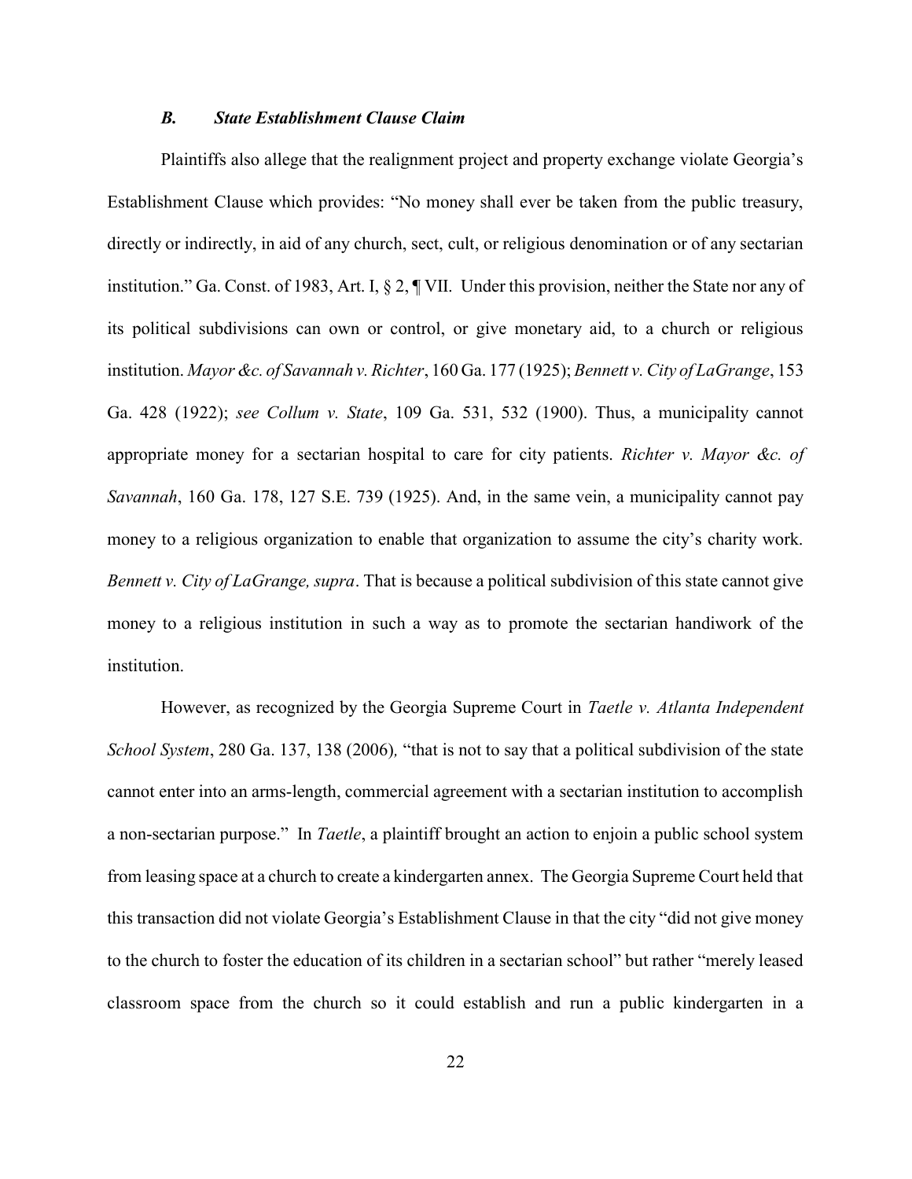### *B. State Establishment Clause Claim*

Plaintiffs also allege that the realignment project and property exchange violate Georgia's Establishment Clause which provides: "No money shall ever be taken from the public treasury, directly or indirectly, in aid of any church, sect, cult, or religious denomination or of any sectarian institution." Ga. Const. of 1983, Art. I, § 2, ¶ VII. Under this provision, neither the State nor any of its political subdivisions can own or control, or give monetary aid, to a church or religious institution. *Mayor &c. of Savannah v. Richter*, 160 Ga. 177 (1925); *Bennett v. City of LaGrange*, 153 Ga. 428 (1922); *see Collum v. State*, 109 Ga. 531, 532 (1900). Thus, a municipality cannot appropriate money for a sectarian hospital to care for city patients. *Richter v. Mayor &c. of Savannah*, 160 Ga. 178, 127 S.E. 739 (1925). And, in the same vein, a municipality cannot pay money to a religious organization to enable that organization to assume the city's charity work. *Bennett v. City of LaGrange, supra*. That is because a political subdivision of this state cannot give money to a religious institution in such a way as to promote the sectarian handiwork of the institution.

However, as recognized by the Georgia Supreme Court in *Taetle v. Atlanta Independent School System*, 280 Ga. 137, 138 (2006), "that is not to say that a political subdivision of the state cannot enter into an arms-length, commercial agreement with a sectarian institution to accomplish a non-sectarian purpose." In *Taetle*, a plaintiff brought an action to enjoin a public school system from leasing space at a church to create a kindergarten annex. The Georgia Supreme Court held that this transaction did not violate Georgia's Establishment Clause in that the city "did not give money to the church to foster the education of its children in a sectarian school" but rather "merely leased classroom space from the church so it could establish and run a public kindergarten in a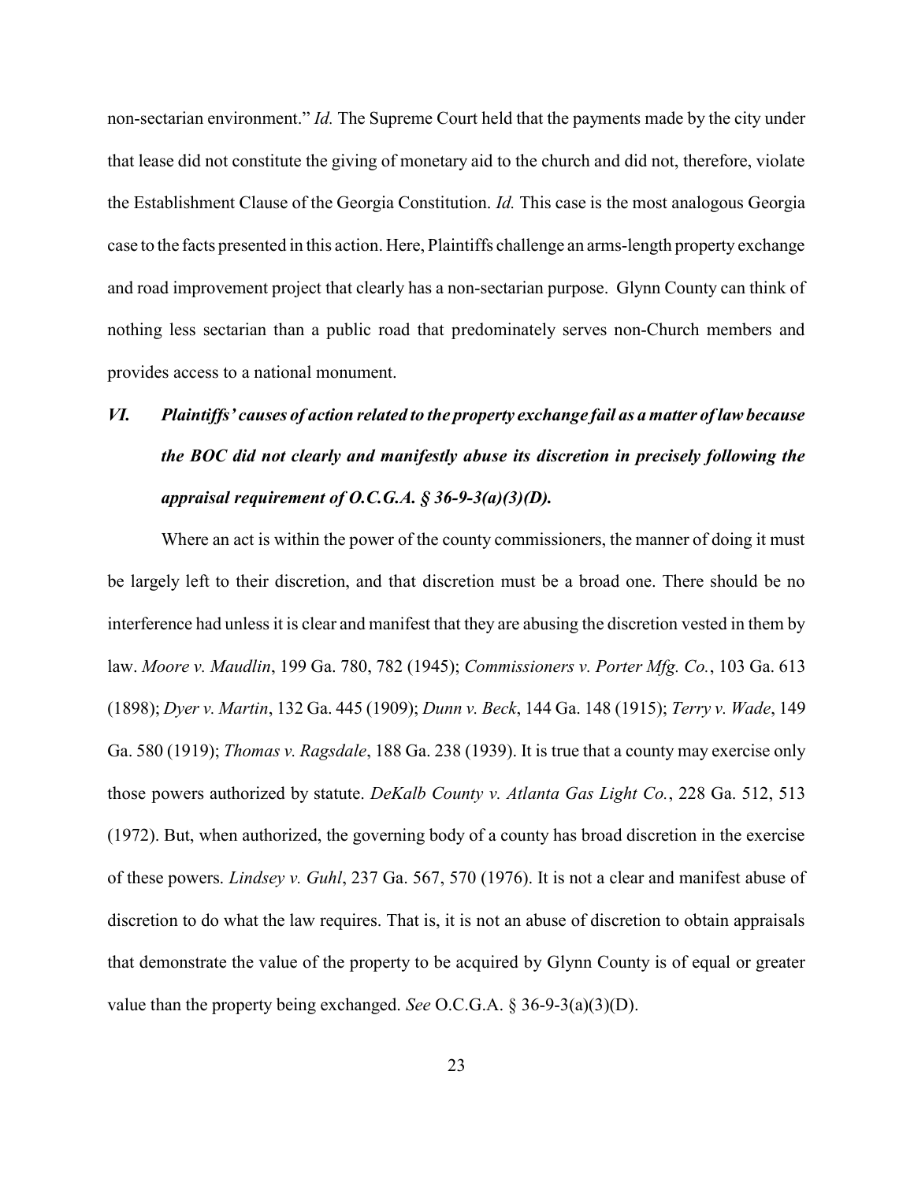non-sectarian environment." *Id.* The Supreme Court held that the payments made by the city under that lease did not constitute the giving of monetary aid to the church and did not, therefore, violate the Establishment Clause of the Georgia Constitution. *Id.* This case is the most analogous Georgia case to the facts presented in this action. Here, Plaintiffs challenge an arms-length property exchange and road improvement project that clearly has a non-sectarian purpose. Glynn County can think of nothing less sectarian than a public road that predominately serves non-Church members and provides access to a national monument.

### *VI. Plaintiffs' causes of action related to the property exchange fail as a matter of law because the BOC did not clearly and manifestly abuse its discretion in precisely following the appraisal requirement of O.C.G.A. § 36-9-3(a)(3)(D).*

Where an act is within the power of the county commissioners, the manner of doing it must be largely left to their discretion, and that discretion must be a broad one. There should be no interference had unless it is clear and manifest that they are abusing the discretion vested in them by law. *Moore v. Maudlin*, 199 Ga. 780, 782 (1945); *Commissioners v. Porter Mfg. Co.*, 103 Ga. 613 (1898); *Dyer v. Martin*, 132 Ga. 445 (1909); *Dunn v. Beck*, 144 Ga. 148 (1915); *Terry v. Wade*, 149 Ga. 580 (1919); *Thomas v. Ragsdale*, 188 Ga. 238 (1939). It is true that a county may exercise only those powers authorized by statute. *DeKalb County v. Atlanta Gas Light Co.*, 228 Ga. 512, 513 (1972). But, when authorized, the governing body of a county has broad discretion in the exercise of these powers. *Lindsey v. Guhl*, 237 Ga. 567, 570 (1976). It is not a clear and manifest abuse of discretion to do what the law requires. That is, it is not an abuse of discretion to obtain appraisals that demonstrate the value of the property to be acquired by Glynn County is of equal or greater value than the property being exchanged. *See* O.C.G.A. § 36-9-3(a)(3)(D).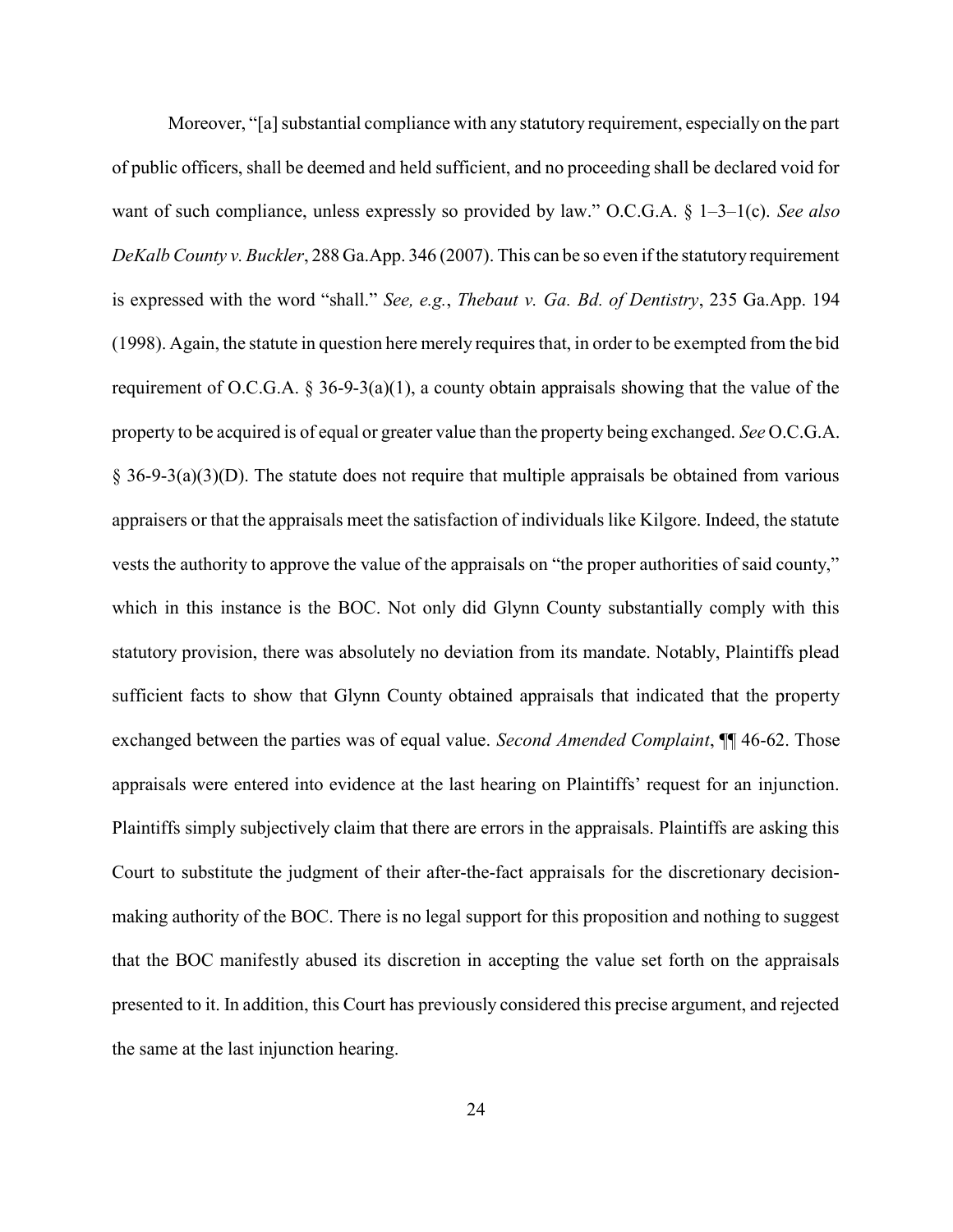Moreover, "[a] substantial compliance with any statutory requirement, especially on the part of public officers, shall be deemed and held sufficient, and no proceeding shall be declared void for want of such compliance, unless expressly so provided by law." O.C.G.A. § 1–3–1(c). *See also DeKalb County v. Buckler*, 288 Ga.App. 346 (2007). This can be so even if the statutory requirement is expressed with the word "shall." *See, e.g.*, *Thebaut v. Ga. Bd. of Dentistry*, 235 Ga.App. 194 (1998). Again, the statute in question here merely requires that, in order to be exempted from the bid requirement of O.C.G.A. § 36-9-3(a)(1), a county obtain appraisals showing that the value of the property to be acquired is of equal or greater value than the property being exchanged. *See* O.C.G.A. § 36-9-3(a)(3)(D). The statute does not require that multiple appraisals be obtained from various appraisers or that the appraisals meet the satisfaction of individuals like Kilgore. Indeed, the statute vests the authority to approve the value of the appraisals on "the proper authorities of said county," which in this instance is the BOC. Not only did Glynn County substantially comply with this statutory provision, there was absolutely no deviation from its mandate. Notably, Plaintiffs plead sufficient facts to show that Glynn County obtained appraisals that indicated that the property exchanged between the parties was of equal value. *Second Amended Complaint*, ¶¶ 46-62. Those appraisals were entered into evidence at the last hearing on Plaintiffs' request for an injunction. Plaintiffs simply subjectively claim that there are errors in the appraisals. Plaintiffs are asking this Court to substitute the judgment of their after-the-fact appraisals for the discretionary decision-making authority of the BOC. There is no legal support for this proposition and nothing to suggest that the BOC manifestly abused its discretion in accepting the value set forth on the appraisals presented to it. In addition, this Court has previously considered this precise argument, and rejected the same at the last injunction hearing.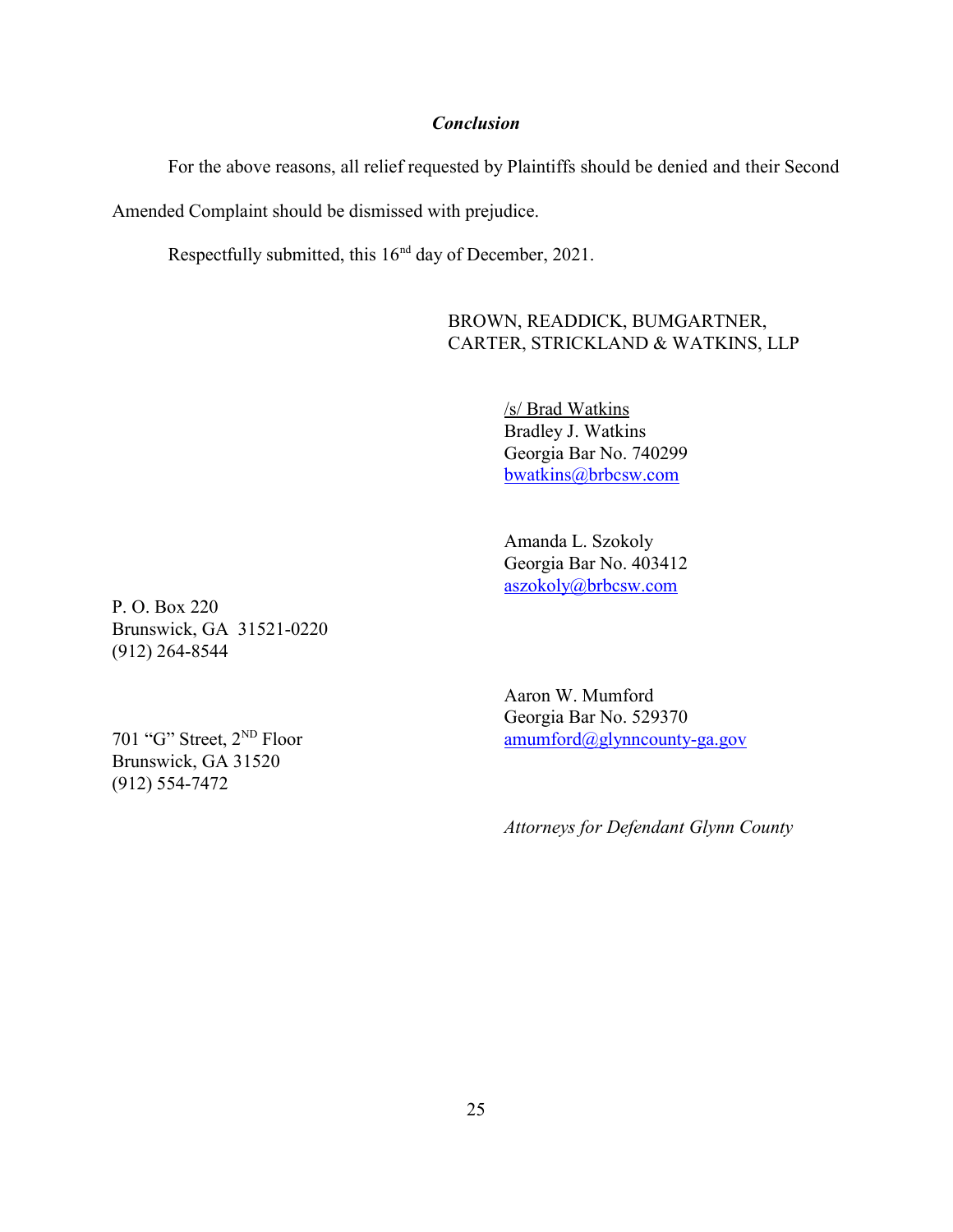### *Conclusion*

For the above reasons, all relief requested by Plaintiffs should be denied and their Second Amended Complaint should be dismissed with prejudice.

Respectfully submitted, this 16th day of December, 2021.

BROWN, READDICK, BUMGARTNER,
CARTER, STRICKLAND & WATKINS, LLP

/s/ Brad Watkins
Bradley J. Watkins
Georgia Bar No. 740299
bwatkins@brbcsw.com

Amanda L. Szokoly
Georgia Bar No. 403412
aszokoly@brbcsw.com

P. O. Box 220
Brunswick, GA 31521-0220
(912) 264-8544

Aaron W. Mumford
Georgia Bar No. 529370
amumford@glynncounty-ga.gov

701 "G" Street, 2ND Floor
Brunswick, GA 31520
(912) 554-7472

*Attorneys for Defendant Glynn County*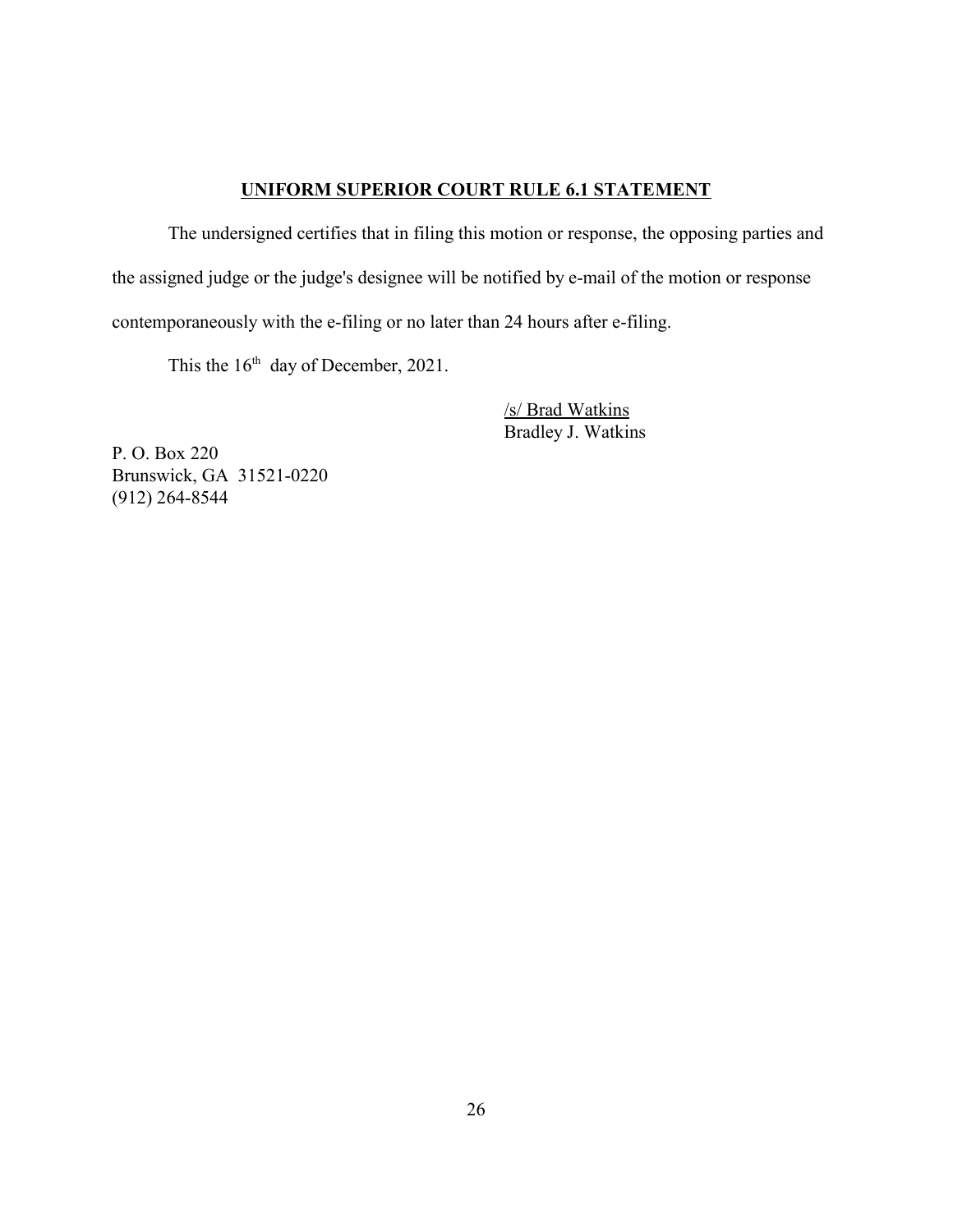## UNIFORM SUPERIOR COURT RULE 6.1 STATEMENT

The undersigned certifies that in filing this motion or response, the opposing parties and the assigned judge or the judge's designee will be notified by e-mail of the motion or response contemporaneously with the e-filing or no later than 24 hours after e-filing.

This the 16th day of December, 2021.

/s/ Brad Watkins
Bradley J. Watkins

P. O. Box 220
Brunswick, GA 31521-0220
(912) 264-8544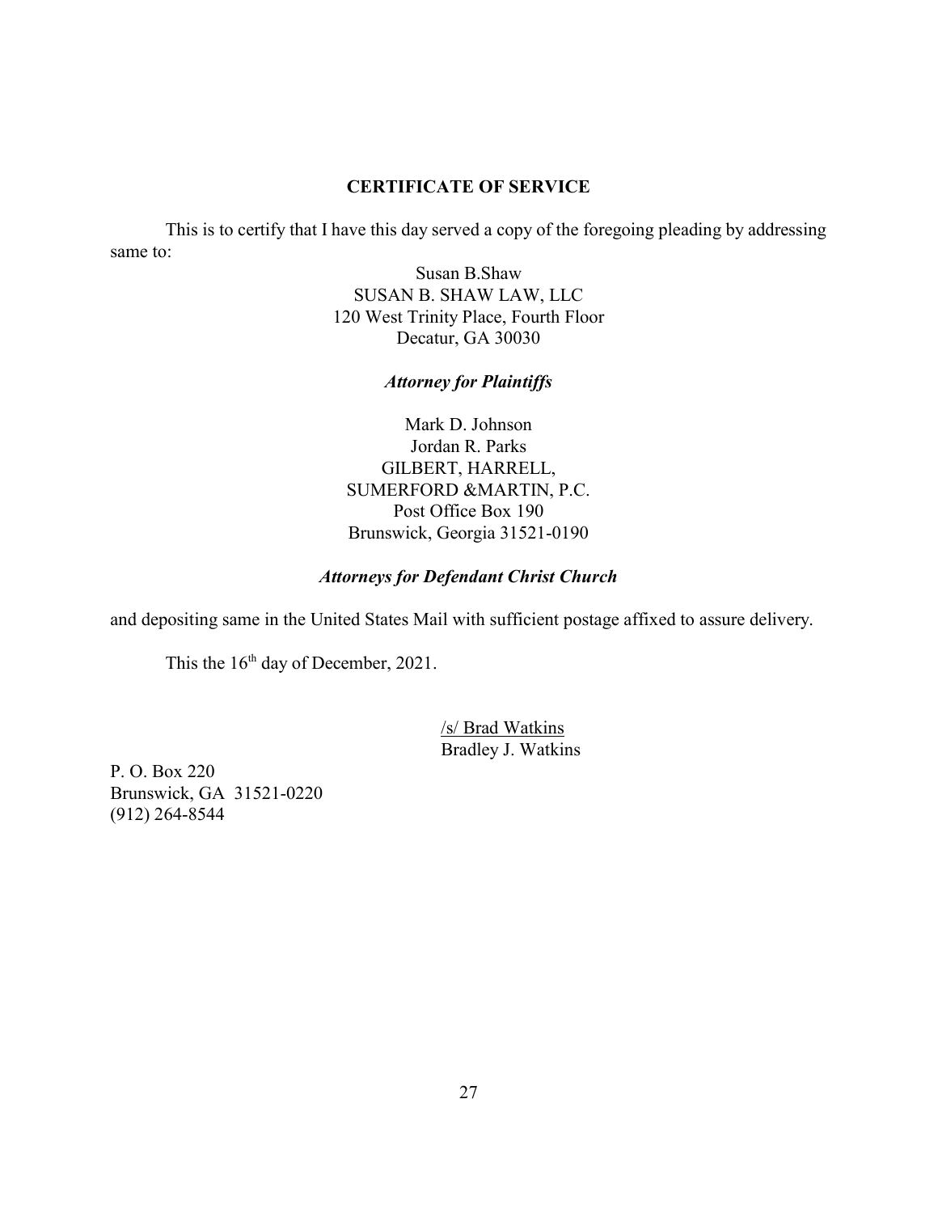**CERTIFICATE OF SERVICE**

This is to certify that I have this day served a copy of the foregoing pleading by addressing same to:

Susan B.Shaw
SUSAN B. SHAW LAW, LLC
120 West Trinity Place, Fourth Floor
Decatur, GA 30030

***Attorney for Plaintiffs***

Mark D. Johnson
Jordan R. Parks
GILBERT, HARRELL,
SUMERFORD &MARTIN, P.C.
Post Office Box 190
Brunswick, Georgia 31521-0190

***Attorneys for Defendant Christ Church***

and depositing same in the United States Mail with sufficient postage affixed to assure delivery.

This the 16th day of December, 2021.

/s/ Brad Watkins
Bradley J. Watkins

P. O. Box 220
Brunswick, GA 31521-0220
(912) 264-8544